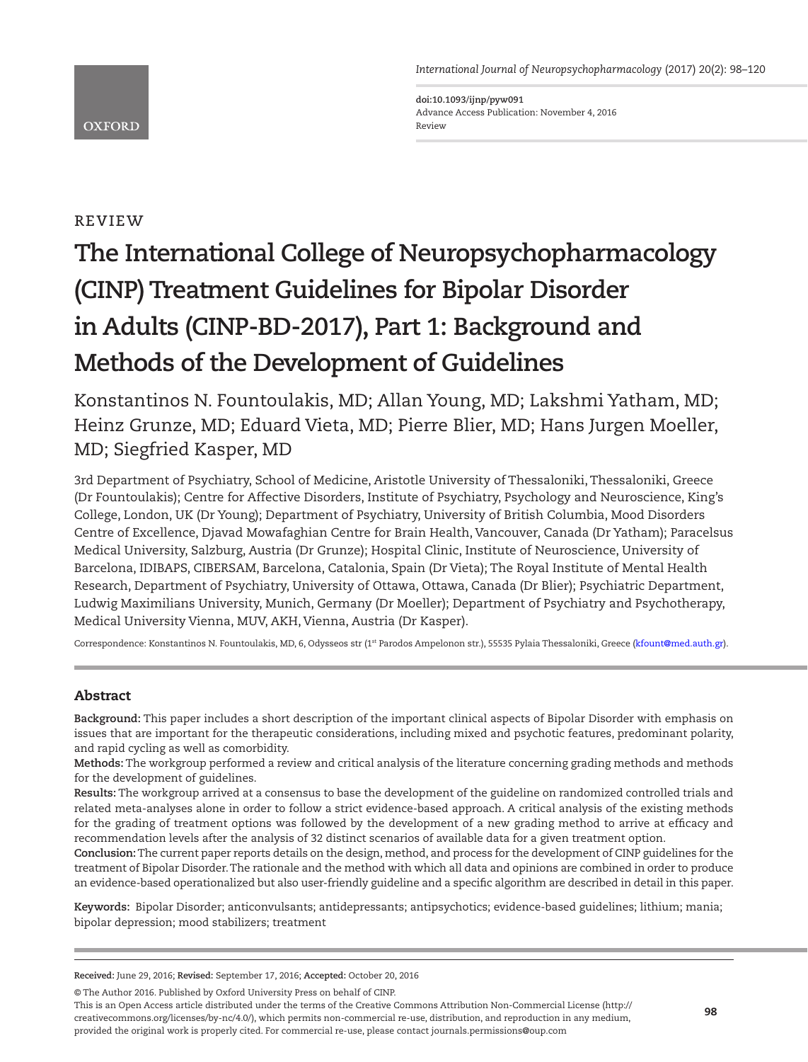doi:10.1093/ijnp/pyw091
Advance Access Publication: November 4, 2016
Review

REVIEW

# The International College of Neuropsychopharmacology (CINP) Treatment Guidelines for Bipolar Disorder in Adults (CINP-BD-2017), Part 1: Background and Methods of the Development of Guidelines

Konstantinos N. Fountoulakis, MD; Allan Young, MD; Lakshmi Yatham, MD; Heinz Grunze, MD; Eduard Vieta, MD; Pierre Blier, MD; Hans Jurgen Moeller, MD; Siegfried Kasper, MD

3rd Department of Psychiatry, School of Medicine, Aristotle University of Thessaloniki, Thessaloniki, Greece (Dr Fountoulakis); Centre for Affective Disorders, Institute of Psychiatry, Psychology and Neuroscience, King's College, London, UK (Dr Young); Department of Psychiatry, University of British Columbia, Mood Disorders Centre of Excellence, Djavad Mowafaghian Centre for Brain Health, Vancouver, Canada (Dr Yatham); Paracelsus Medical University, Salzburg, Austria (Dr Grunze); Hospital Clinic, Institute of Neuroscience, University of Barcelona, IDIBAPS, CIBERSAM, Barcelona, Catalonia, Spain (Dr Vieta); The Royal Institute of Mental Health Research, Department of Psychiatry, University of Ottawa, Ottawa, Canada (Dr Blier); Psychiatric Department, Ludwig Maximilians University, Munich, Germany (Dr Moeller); Department of Psychiatry and Psychotherapy, Medical University Vienna, MUV, AKH, Vienna, Austria (Dr Kasper).

Correspondence: Konstantinos N. Fountoulakis, MD, 6, Odysseos str (1st Parodos Ampelonon str.), 55535 Pylaia Thessaloniki, Greece (kfount@med.auth.gr).

## Abstract

**Background:** This paper includes a short description of the important clinical aspects of Bipolar Disorder with emphasis on issues that are important for the therapeutic considerations, including mixed and psychotic features, predominant polarity, and rapid cycling as well as comorbidity.

**Methods:** The workgroup performed a review and critical analysis of the literature concerning grading methods and methods for the development of guidelines.

**Results:** The workgroup arrived at a consensus to base the development of the guideline on randomized controlled trials and related meta-analyses alone in order to follow a strict evidence-based approach. A critical analysis of the existing methods for the grading of treatment options was followed by the development of a new grading method to arrive at efficacy and recommendation levels after the analysis of 32 distinct scenarios of available data for a given treatment option.

**Conclusion:** The current paper reports details on the design, method, and process for the development of CINP guidelines for the treatment of Bipolar Disorder. The rationale and the method with which all data and opinions are combined in order to produce an evidence-based operationalized but also user-friendly guideline and a specific algorithm are described in detail in this paper.

**Keywords:** Bipolar Disorder; anticonvulsants; antidepressants; antipsychotics; evidence-based guidelines; lithium; mania; bipolar depression; mood stabilizers; treatment

**Received:** June 29, 2016; **Revised:** September 17, 2016; **Accepted:** October 20, 2016

© The Author 2016. Published by Oxford University Press on behalf of CINP.
This is an Open Access article distributed under the terms of the Creative Commons Attribution Non-Commercial License (http://creativecommons.org/licenses/by-nc/4.0/), which permits non-commercial re-use, distribution, and reproduction in any medium, provided the original work is properly cited. For commercial re-use, please contact journals.permissions@oup.com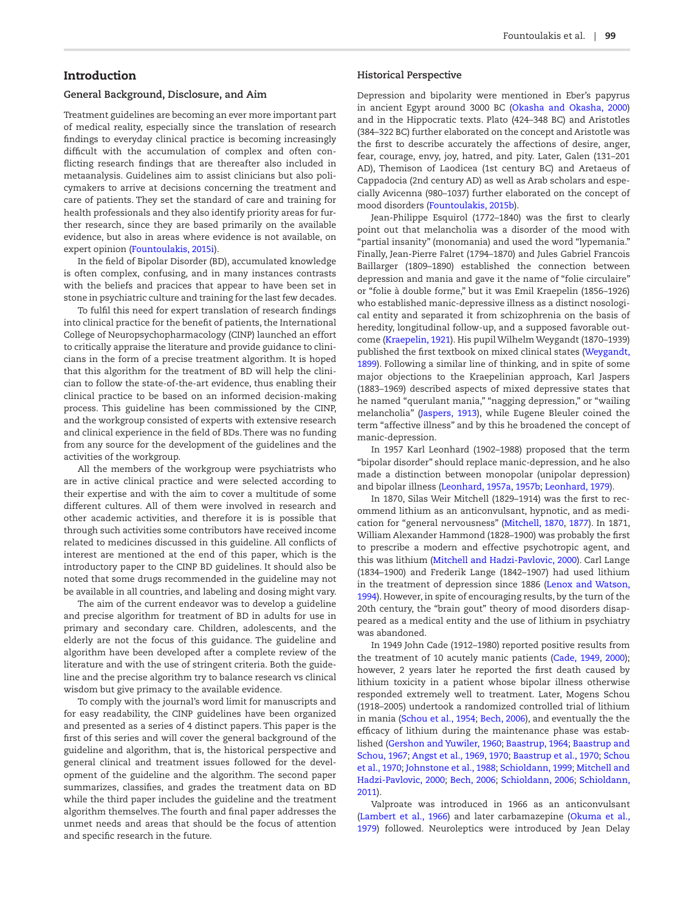## Introduction

### General Background, Disclosure, and Aim

Treatment guidelines are becoming an ever more important part of medical reality, especially since the translation of research findings to everyday clinical practice is becoming increasingly difficult with the accumulation of complex and often conflicting research findings that are thereafter also included in metaanalysis. Guidelines aim to assist clinicians but also policymakers to arrive at decisions concerning the treatment and care of patients. They set the standard of care and training for health professionals and they also identify priority areas for further research, since they are based primarily on the available evidence, but also in areas where evidence is not available, on expert opinion (Fountoulakis, 2015i).

In the field of Bipolar Disorder (BD), accumulated knowledge is often complex, confusing, and in many instances contrasts with the beliefs and pracices that appear to have been set in stone in psychiatric culture and training for the last few decades.

To fulfil this need for expert translation of research findings into clinical practice for the benefit of patients, the International College of Neuropsychopharmacology (CINP) launched an effort to critically appraise the literature and provide guidance to clinicians in the form of a precise treatment algorithm. It is hoped that this algorithm for the treatment of BD will help the clinician to follow the state-of-the-art evidence, thus enabling their clinical practice to be based on an informed decision-making process. This guideline has been commissioned by the CINP, and the workgroup consisted of experts with extensive research and clinical experience in the field of BDs. There was no funding from any source for the development of the guidelines and the activities of the workgroup.

All the members of the workgroup were psychiatrists who are in active clinical practice and were selected according to their expertise and with the aim to cover a multitude of some different cultures. All of them were involved in research and other academic activities, and therefore it is is possible that through such activities some contributors have received income related to medicines discussed in this guideline. All conflicts of interest are mentioned at the end of this paper, which is the introductory paper to the CINP BD guidelines. It should also be noted that some drugs recommended in the guideline may not be available in all countries, and labeling and dosing might vary.

The aim of the current endeavor was to develop a guideline and precise algorithm for treatment of BD in adults for use in primary and secondary care. Children, adolescents, and the elderly are not the focus of this guidance. The guideline and algorithm have been developed after a complete review of the literature and with the use of stringent criteria. Both the guideline and the precise algorithm try to balance research vs clinical wisdom but give primacy to the available evidence.

To comply with the journal's word limit for manuscripts and for easy readability, the CINP guidelines have been organized and presented as a series of 4 distinct papers. This paper is the first of this series and will cover the general background of the guideline and algorithm, that is, the historical perspective and general clinical and treatment issues followed for the development of the guideline and the algorithm. The second paper summarizes, classifies, and grades the treatment data on BD while the third paper includes the guideline and the treatment algorithm themselves. The fourth and final paper addresses the unmet needs and areas that should be the focus of attention and specific research in the future.

### Historical Perspective

Depression and bipolarity were mentioned in Eber's papyrus in ancient Egypt around 3000 BC (Okasha and Okasha, 2000) and in the Hippocratic texts. Plato (424–348 BC) and Aristotles (384–322 BC) further elaborated on the concept and Aristotle was the first to describe accurately the affections of desire, anger, fear, courage, envy, joy, hatred, and pity. Later, Galen (131–201 AD), Themison of Laodicea (1st century BC) and Aretaeus of Cappadocia (2nd century AD) as well as Arab scholars and especially Avicenna (980–1037) further elaborated on the concept of mood disorders (Fountoulakis, 2015b).

Jean-Philippe Esquirol (1772–1840) was the first to clearly point out that melancholia was a disorder of the mood with "partial insanity" (monomania) and used the word "lypemania." Finally, Jean-Pierre Falret (1794–1870) and Jules Gabriel Francois Baillarger (1809–1890) established the connection between depression and mania and gave it the name of "folie circulaire" or "folie à double forme," but it was Emil Kraepelin (1856–1926) who established manic-depressive illness as a distinct nosological entity and separated it from schizophrenia on the basis of heredity, longitudinal follow-up, and a supposed favorable outcome (Kraepelin, 1921). His pupil Wilhelm Weygandt (1870–1939) published the first textbook on mixed clinical states (Weygandt, 1899). Following a similar line of thinking, and in spite of some major objections to the Kraepelinian approach, Karl Jaspers (1883–1969) described aspects of mixed depressive states that he named "querulant mania," "nagging depression," or "wailing melancholia" (Jaspers, 1913), while Eugene Bleuler coined the term "affective illness" and by this he broadened the concept of manic-depression.

In 1957 Karl Leonhard (1902–1988) proposed that the term "bipolar disorder" should replace manic-depression, and he also made a distinction between monopolar (unipolar depression) and bipolar illness (Leonhard, 1957a, 1957b; Leonhard, 1979).

In 1870, Silas Weir Mitchell (1829–1914) was the first to recommend lithium as an anticonvulsant, hypnotic, and as medication for "general nervousness" (Mitchell, 1870, 1877). In 1871, William Alexander Hammond (1828–1900) was probably the first to prescribe a modern and effective psychotropic agent, and this was lithium (Mitchell and Hadzi-Pavlovic, 2000). Carl Lange (1834–1900) and Frederik Lange (1842–1907) had used lithium in the treatment of depression since 1886 (Lenox and Watson, 1994). However, in spite of encouraging results, by the turn of the 20th century, the "brain gout" theory of mood disorders disappeared as a medical entity and the use of lithium in psychiatry was abandoned.

In 1949 John Cade (1912–1980) reported positive results from the treatment of 10 acutely manic patients (Cade, 1949, 2000); however, 2 years later he reported the first death caused by lithium toxicity in a patient whose bipolar illness otherwise responded extremely well to treatment. Later, Mogens Schou (1918–2005) undertook a randomized controlled trial of lithium in mania (Schou et al., 1954; Bech, 2006), and eventually the the efficacy of lithium during the maintenance phase was established (Gershon and Yuwiler, 1960; Baastrup, 1964; Baastrup and Schou, 1967; Angst et al., 1969, 1970; Baastrup et al., 1970; Schou et al., 1970; Johnstone et al., 1988; Schioldann, 1999; Mitchell and Hadzi-Pavlovic, 2000; Bech, 2006; Schioldann, 2006; Schioldann, 2011).

Valproate was introduced in 1966 as an anticonvulsant (Lambert et al., 1966) and later carbamazepine (Okuma et al., 1979) followed. Neuroleptics were introduced by Jean Delay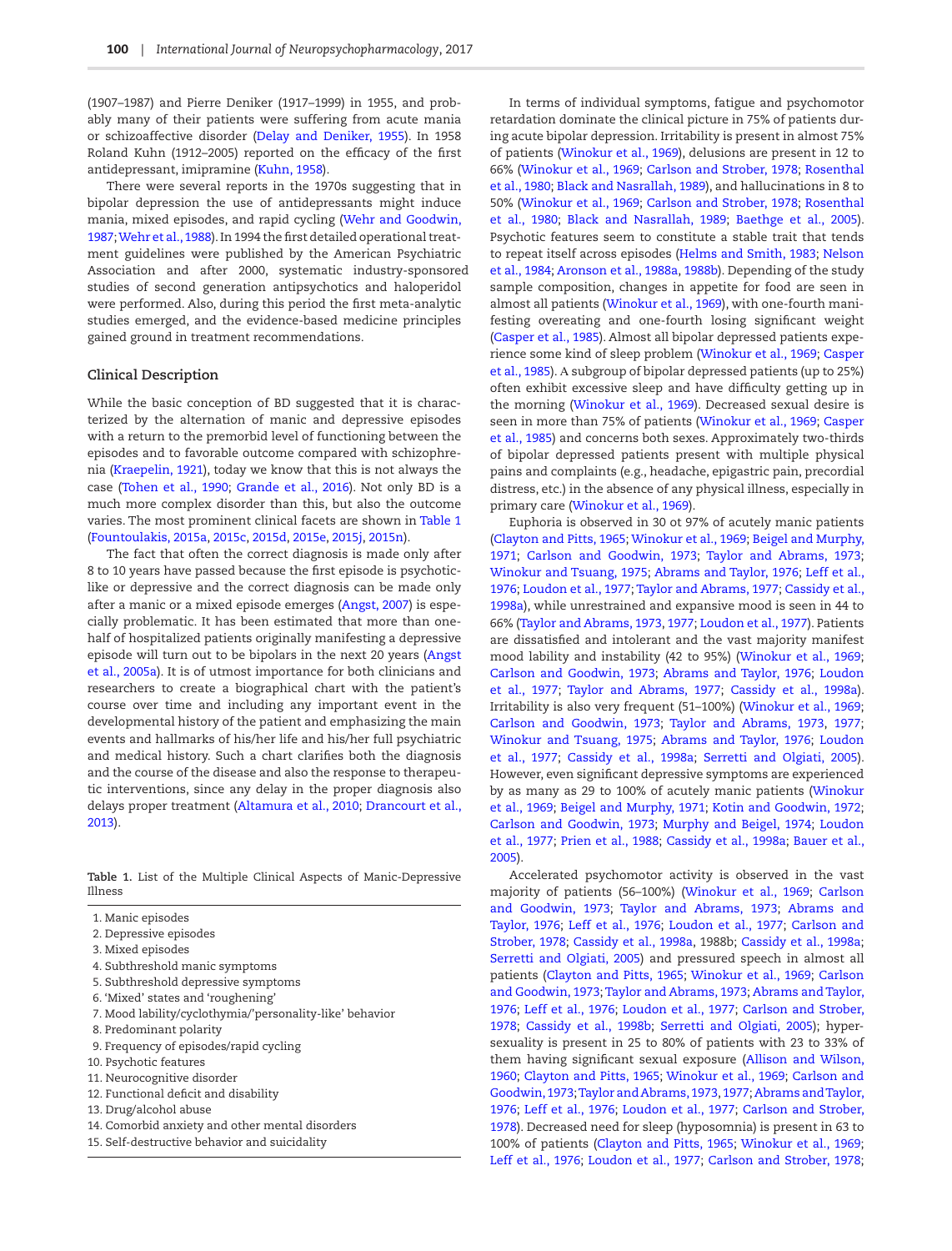(1907–1987) and Pierre Deniker (1917–1999) in 1955, and probably many of their patients were suffering from acute mania or schizoaffective disorder (Delay and Deniker, 1955). In 1958 Roland Kuhn (1912–2005) reported on the efficacy of the first antidepressant, imipramine (Kuhn, 1958).

There were several reports in the 1970s suggesting that in bipolar depression the use of antidepressants might induce mania, mixed episodes, and rapid cycling (Wehr and Goodwin, 1987; Wehr et al., 1988). In 1994 the first detailed operational treatment guidelines were published by the American Psychiatric Association and after 2000, systematic industry-sponsored studies of second generation antipsychotics and haloperidol were performed. Also, during this period the first meta-analytic studies emerged, and the evidence-based medicine principles gained ground in treatment recommendations.

### Clinical Description

While the basic conception of BD suggested that it is characterized by the alternation of manic and depressive episodes with a return to the premorbid level of functioning between the episodes and to favorable outcome compared with schizophrenia (Kraepelin, 1921), today we know that this is not always the case (Tohen et al., 1990; Grande et al., 2016). Not only BD is a much more complex disorder than this, but also the outcome varies. The most prominent clinical facets are shown in Table 1 (Fountoulakis, 2015a, 2015c, 2015d, 2015e, 2015j, 2015n).

The fact that often the correct diagnosis is made only after 8 to 10 years have passed because the first episode is psychotic-like or depressive and the correct diagnosis can be made only after a manic or a mixed episode emerges (Angst, 2007) is especially problematic. It has been estimated that more than one-half of hospitalized patients originally manifesting a depressive episode will turn out to be bipolars in the next 20 years (Angst et al., 2005a). It is of utmost importance for both clinicians and researchers to create a biographical chart with the patient's course over time and including any important event in the developmental history of the patient and emphasizing the main events and hallmarks of his/her life and his/her full psychiatric and medical history. Such a chart clarifies both the diagnosis and the course of the disease and also the response to therapeutic interventions, since any delay in the proper diagnosis also delays proper treatment (Altamura et al., 2010; Drancourt et al., 2013).

**Table 1.** List of the Multiple Clinical Aspects of Manic-Depressive Illness

| |
|---|
| 1. Manic episodes |
| 2. Depressive episodes |
| 3. Mixed episodes |
| 4. Subthreshold manic symptoms |
| 5. Subthreshold depressive symptoms |
| 6. 'Mixed' states and 'roughening' |
| 7. Mood lability/cyclothymia/'personality-like' behavior |
| 8. Predominant polarity |
| 9. Frequency of episodes/rapid cycling |
| 10. Psychotic features |
| 11. Neurocognitive disorder |
| 12. Functional deficit and disability |
| 13. Drug/alcohol abuse |
| 14. Comorbid anxiety and other mental disorders |
| 15. Self-destructive behavior and suicidality |

In terms of individual symptoms, fatigue and psychomotor retardation dominate the clinical picture in 75% of patients during acute bipolar depression. Irritability is present in almost 75% of patients (Winokur et al., 1969), delusions are present in 12 to 66% (Winokur et al., 1969; Carlson and Strober, 1978; Rosenthal et al., 1980; Black and Nasrallah, 1989), and hallucinations in 8 to 50% (Winokur et al., 1969; Carlson and Strober, 1978; Rosenthal et al., 1980; Black and Nasrallah, 1989; Baethge et al., 2005). Psychotic features seem to constitute a stable trait that tends to repeat itself across episodes (Helms and Smith, 1983; Nelson et al., 1984; Aronson et al., 1988a, 1988b). Depending of the study sample composition, changes in appetite for food are seen in almost all patients (Winokur et al., 1969), with one-fourth manifesting overeating and one-fourth losing significant weight (Casper et al., 1985). Almost all bipolar depressed patients experience some kind of sleep problem (Winokur et al., 1969; Casper et al., 1985). A subgroup of bipolar depressed patients (up to 25%) often exhibit excessive sleep and have difficulty getting up in the morning (Winokur et al., 1969). Decreased sexual desire is seen in more than 75% of patients (Winokur et al., 1969; Casper et al., 1985) and concerns both sexes. Approximately two-thirds of bipolar depressed patients present with multiple physical pains and complaints (e.g., headache, epigastric pain, precordial distress, etc.) in the absence of any physical illness, especially in primary care (Winokur et al., 1969).

Euphoria is observed in 30 ot 97% of acutely manic patients (Clayton and Pitts, 1965; Winokur et al., 1969; Beigel and Murphy, 1971; Carlson and Goodwin, 1973; Taylor and Abrams, 1973; Winokur and Tsuang, 1975; Abrams and Taylor, 1976; Leff et al., 1976; Loudon et al., 1977; Taylor and Abrams, 1977; Cassidy et al., 1998a), while unrestrained and expansive mood is seen in 44 to 66% (Taylor and Abrams, 1973, 1977; Loudon et al., 1977). Patients are dissatisfied and intolerant and the vast majority manifest mood lability and instability (42 to 95%) (Winokur et al., 1969; Carlson and Goodwin, 1973; Abrams and Taylor, 1976; Loudon et al., 1977; Taylor and Abrams, 1977; Cassidy et al., 1998a). Irritability is also very frequent (51–100%) (Winokur et al., 1969; Carlson and Goodwin, 1973; Taylor and Abrams, 1973, 1977; Winokur and Tsuang, 1975; Abrams and Taylor, 1976; Loudon et al., 1977; Cassidy et al., 1998a; Serretti and Olgiati, 2005). However, even significant depressive symptoms are experienced by as many as 29 to 100% of acutely manic patients (Winokur et al., 1969; Beigel and Murphy, 1971; Kotin and Goodwin, 1972; Carlson and Goodwin, 1973; Murphy and Beigel, 1974; Loudon et al., 1977; Prien et al., 1988; Cassidy et al., 1998a; Bauer et al., 2005).

Accelerated psychomotor activity is observed in the vast majority of patients (56–100%) (Winokur et al., 1969; Carlson and Goodwin, 1973; Taylor and Abrams, 1973; Abrams and Taylor, 1976; Leff et al., 1976; Loudon et al., 1977; Carlson and Strober, 1978; Cassidy et al., 1998a, 1988b; Cassidy et al., 1998a; Serretti and Olgiati, 2005) and pressured speech in almost all patients (Clayton and Pitts, 1965; Winokur et al., 1969; Carlson and Goodwin, 1973; Taylor and Abrams, 1973; Abrams and Taylor, 1976; Leff et al., 1976; Loudon et al., 1977; Carlson and Strober, 1978; Cassidy et al., 1998b; Serretti and Olgiati, 2005); hypersexuality is present in 25 to 80% of patients with 23 to 33% of them having significant sexual exposure (Allison and Wilson, 1960; Clayton and Pitts, 1965; Winokur et al., 1969; Carlson and Goodwin, 1973; Taylor and Abrams, 1973, 1977; Abrams and Taylor, 1976; Leff et al., 1976; Loudon et al., 1977; Carlson and Strober, 1978). Decreased need for sleep (hyposomnia) is present in 63 to 100% of patients (Clayton and Pitts, 1965; Winokur et al., 1969; Leff et al., 1976; Loudon et al., 1977; Carlson and Strober, 1978;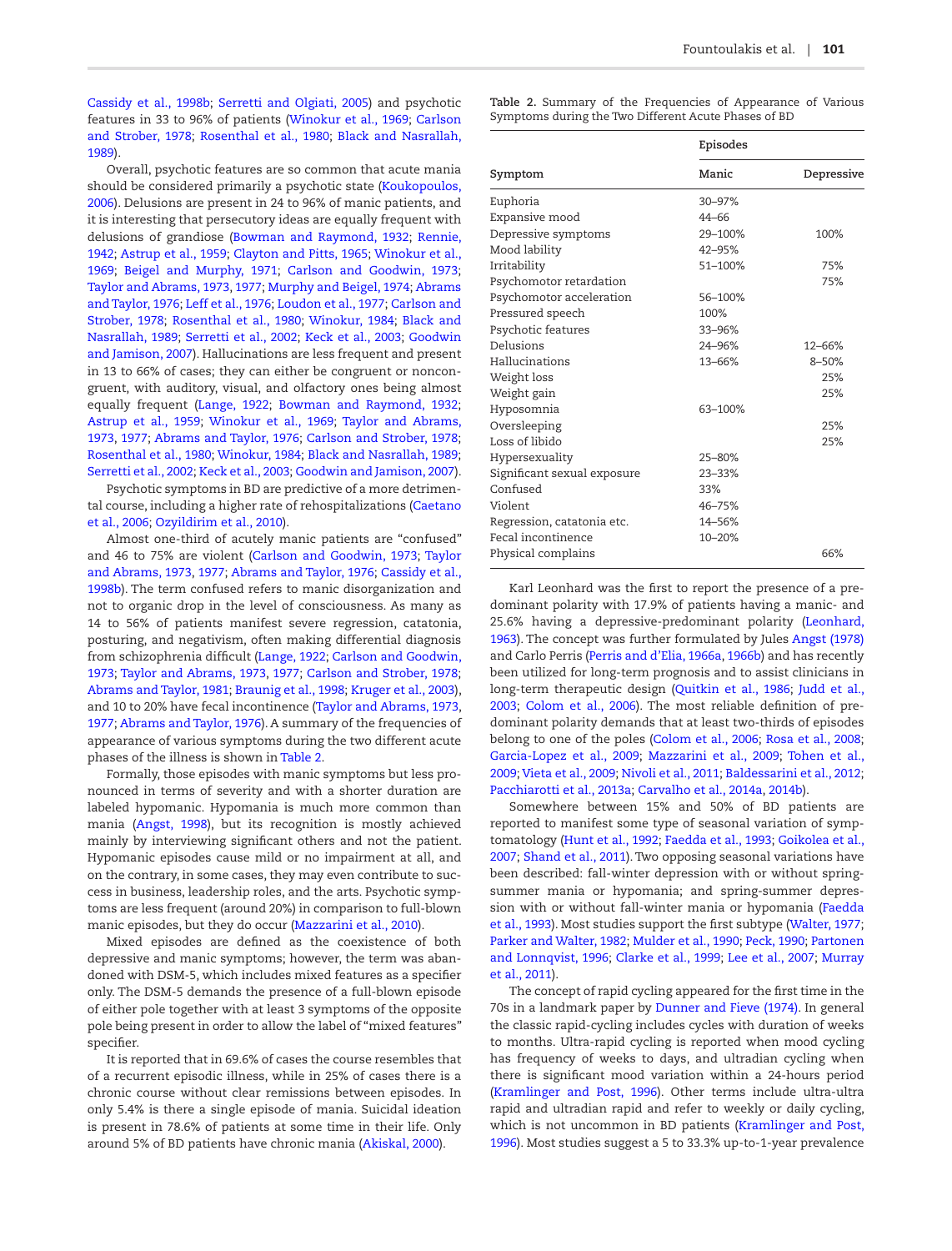Cassidy et al., 1998b; Serretti and Olgiati, 2005) and psychotic features in 33 to 96% of patients (Winokur et al., 1969; Carlson and Strober, 1978; Rosenthal et al., 1980; Black and Nasrallah, 1989).

Overall, psychotic features are so common that acute mania should be considered primarily a psychotic state (Koukopoulos, 2006). Delusions are present in 24 to 96% of manic patients, and it is interesting that persecutory ideas are equally frequent with delusions of grandiose (Bowman and Raymond, 1932; Rennie, 1942; Astrup et al., 1959; Clayton and Pitts, 1965; Winokur et al., 1969; Beigel and Murphy, 1971; Carlson and Goodwin, 1973; Taylor and Abrams, 1973, 1977; Murphy and Beigel, 1974; Abrams and Taylor, 1976; Leff et al., 1976; Loudon et al., 1977; Carlson and Strober, 1978; Rosenthal et al., 1980; Winokur, 1984; Black and Nasrallah, 1989; Serretti et al., 2002; Keck et al., 2003; Goodwin and Jamison, 2007). Hallucinations are less frequent and present in 13 to 66% of cases; they can either be congruent or noncongruent, with auditory, visual, and olfactory ones being almost equally frequent (Lange, 1922; Bowman and Raymond, 1932; Astrup et al., 1959; Winokur et al., 1969; Taylor and Abrams, 1973, 1977; Abrams and Taylor, 1976; Carlson and Strober, 1978; Rosenthal et al., 1980; Winokur, 1984; Black and Nasrallah, 1989; Serretti et al., 2002; Keck et al., 2003; Goodwin and Jamison, 2007).

Psychotic symptoms in BD are predictive of a more detrimental course, including a higher rate of rehospitalizations (Caetano et al., 2006; Ozyildirim et al., 2010).

Almost one-third of acutely manic patients are "confused" and 46 to 75% are violent (Carlson and Goodwin, 1973; Taylor and Abrams, 1973, 1977; Abrams and Taylor, 1976; Cassidy et al., 1998b). The term confused refers to manic disorganization and not to organic drop in the level of consciousness. As many as 14 to 56% of patients manifest severe regression, catatonia, posturing, and negativism, often making differential diagnosis from schizophrenia difficult (Lange, 1922; Carlson and Goodwin, 1973; Taylor and Abrams, 1973, 1977; Carlson and Strober, 1978; Abrams and Taylor, 1981; Braunig et al., 1998; Kruger et al., 2003), and 10 to 20% have fecal incontinence (Taylor and Abrams, 1973, 1977; Abrams and Taylor, 1976). A summary of the frequencies of appearance of various symptoms during the two different acute phases of the illness is shown in Table 2.

Formally, those episodes with manic symptoms but less pronounced in terms of severity and with a shorter duration are labeled hypomanic. Hypomania is much more common than mania (Angst, 1998), but its recognition is mostly achieved mainly by interviewing significant others and not the patient. Hypomanic episodes cause mild or no impairment at all, and on the contrary, in some cases, they may even contribute to success in business, leadership roles, and the arts. Psychotic symptoms are less frequent (around 20%) in comparison to full-blown manic episodes, but they do occur (Mazzarini et al., 2010).

Mixed episodes are defined as the coexistence of both depressive and manic symptoms; however, the term was abandoned with DSM-5, which includes mixed features as a specifier only. The DSM-5 demands the presence of a full-blown episode of either pole together with at least 3 symptoms of the opposite pole being present in order to allow the label of "mixed features" specifier.

It is reported that in 69.6% of cases the course resembles that of a recurrent episodic illness, while in 25% of cases there is a chronic course without clear remissions between episodes. In only 5.4% is there a single episode of mania. Suicidal ideation is present in 78.6% of patients at some time in their life. Only around 5% of BD patients have chronic mania (Akiskal, 2000).

**Table 2.** Summary of the Frequencies of Appearance of Various Symptoms during the Two Different Acute Phases of BD

| | Episodes | |
|---|---|---|
| Symptom | Manic | Depressive |
| Euphoria | 30–97% | |
| Expansive mood | 44–66 | |
| Depressive symptoms | 29–100% | 100% |
| Mood lability | 42–95% | |
| Irritability | 51–100% | 75% |
| Psychomotor retardation | | 75% |
| Psychomotor acceleration | 56–100% | |
| Pressured speech | 100% | |
| Psychotic features | 33–96% | |
| Delusions | 24–96% | 12–66% |
| Hallucinations | 13–66% | 8–50% |
| Weight loss | | 25% |
| Weight gain | | 25% |
| Hyposomnia | 63–100% | |
| Oversleeping | | 25% |
| Loss of libido | | 25% |
| Hypersexuality | 25–80% | |
| Significant sexual exposure | 23–33% | |
| Confused | 33% | |
| Violent | 46–75% | |
| Regression, catatonia etc. | 14–56% | |
| Fecal incontinence | 10–20% | |
| Physical complains | | 66% |

Karl Leonhard was the first to report the presence of a predominant polarity with 17.9% of patients having a manic- and 25.6% having a depressive-predominant polarity (Leonhard, 1963). The concept was further formulated by Jules Angst (1978) and Carlo Perris (Perris and d'Elia, 1966a, 1966b) and has recently been utilized for long-term prognosis and to assist clinicians in long-term therapeutic design (Quitkin et al., 1986; Judd et al., 2003; Colom et al., 2006). The most reliable definition of predominant polarity demands that at least two-thirds of episodes belong to one of the poles (Colom et al., 2006; Rosa et al., 2008; Garcia-Lopez et al., 2009; Mazzarini et al., 2009; Tohen et al., 2009; Vieta et al., 2009; Nivoli et al., 2011; Baldessarini et al., 2012; Pacchiarotti et al., 2013a; Carvalho et al., 2014a, 2014b).

Somewhere between 15% and 50% of BD patients are reported to manifest some type of seasonal variation of symptomatology (Hunt et al., 1992; Faedda et al., 1993; Goikolea et al., 2007; Shand et al., 2011). Two opposing seasonal variations have been described: fall-winter depression with or without spring-summer mania or hypomania; and spring-summer depression with or without fall-winter mania or hypomania (Faedda et al., 1993). Most studies support the first subtype (Walter, 1977; Parker and Walter, 1982; Mulder et al., 1990; Peck, 1990; Partonen and Lonnqvist, 1996; Clarke et al., 1999; Lee et al., 2007; Murray et al., 2011).

The concept of rapid cycling appeared for the first time in the 70s in a landmark paper by Dunner and Fieve (1974). In general the classic rapid-cycling includes cycles with duration of weeks to months. Ultra-rapid cycling is reported when mood cycling has frequency of weeks to days, and ultradian cycling when there is significant mood variation within a 24-hours period (Kramlinger and Post, 1996). Other terms include ultra-ultra rapid and ultradian rapid and refer to weekly or daily cycling, which is not uncommon in BD patients (Kramlinger and Post, 1996). Most studies suggest a 5 to 33.3% up-to-1-year prevalence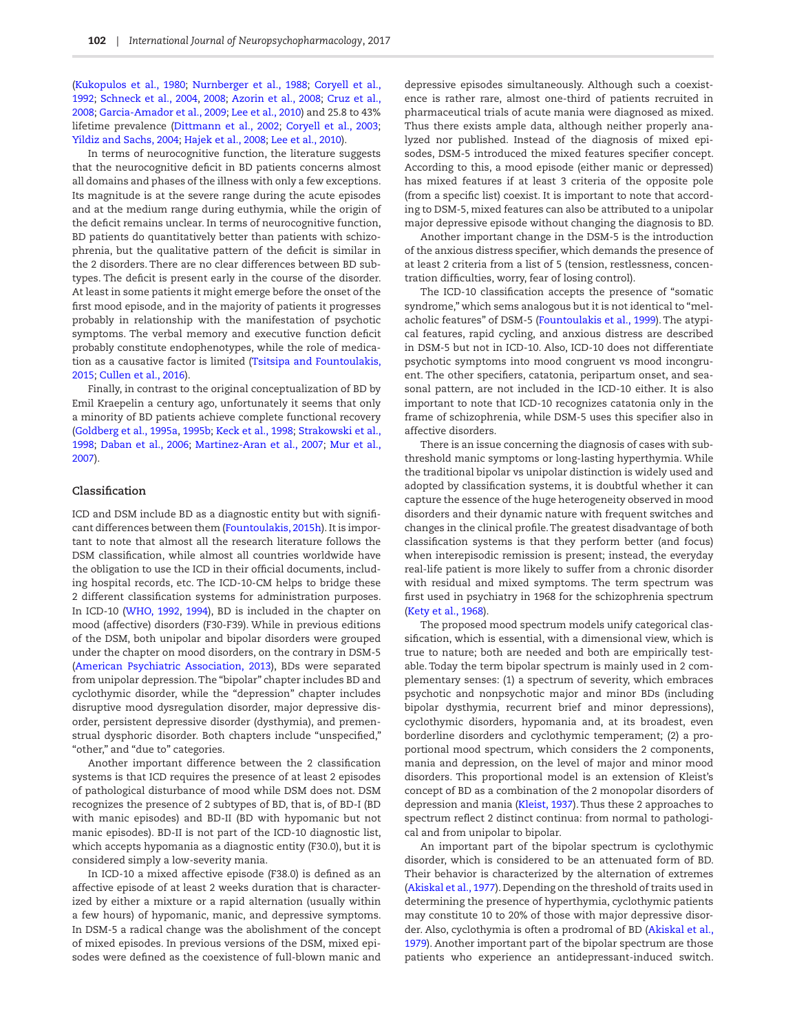(Kukopulos et al., 1980; Nurnberger et al., 1988; Coryell et al., 1992; Schneck et al., 2004, 2008; Azorin et al., 2008; Cruz et al., 2008; Garcia-Amador et al., 2009; Lee et al., 2010) and 25.8 to 43% lifetime prevalence (Dittmann et al., 2002; Coryell et al., 2003; Yildiz and Sachs, 2004; Hajek et al., 2008; Lee et al., 2010).

In terms of neurocognitive function, the literature suggests that the neurocognitive deficit in BD patients concerns almost all domains and phases of the illness with only a few exceptions. Its magnitude is at the severe range during the acute episodes and at the medium range during euthymia, while the origin of the deficit remains unclear. In terms of neurocognitive function, BD patients do quantitatively better than patients with schizophrenia, but the qualitative pattern of the deficit is similar in the 2 disorders. There are no clear differences between BD subtypes. The deficit is present early in the course of the disorder. At least in some patients it might emerge before the onset of the first mood episode, and in the majority of patients it progresses probably in relationship with the manifestation of psychotic symptoms. The verbal memory and executive function deficit probably constitute endophenotypes, while the role of medication as a causative factor is limited (Tsitsipa and Fountoulakis, 2015; Cullen et al., 2016).

Finally, in contrast to the original conceptualization of BD by Emil Kraepelin a century ago, unfortunately it seems that only a minority of BD patients achieve complete functional recovery (Goldberg et al., 1995a, 1995b; Keck et al., 1998; Strakowski et al., 1998; Daban et al., 2006; Martinez-Aran et al., 2007; Mur et al., 2007).

## Classification

ICD and DSM include BD as a diagnostic entity but with significant differences between them (Fountoulakis, 2015h). It is important to note that almost all the research literature follows the DSM classification, while almost all countries worldwide have the obligation to use the ICD in their official documents, including hospital records, etc. The ICD-10-CM helps to bridge these 2 different classification systems for administration purposes. In ICD-10 (WHO, 1992, 1994), BD is included in the chapter on mood (affective) disorders (F30-F39). While in previous editions of the DSM, both unipolar and bipolar disorders were grouped under the chapter on mood disorders, on the contrary in DSM-5 (American Psychiatric Association, 2013), BDs were separated from unipolar depression. The "bipolar" chapter includes BD and cyclothymic disorder, while the "depression" chapter includes disruptive mood dysregulation disorder, major depressive disorder, persistent depressive disorder (dysthymia), and premenstrual dysphoric disorder. Both chapters include "unspecified," "other," and "due to" categories.

Another important difference between the 2 classification systems is that ICD requires the presence of at least 2 episodes of pathological disturbance of mood while DSM does not. DSM recognizes the presence of 2 subtypes of BD, that is, of BD-I (BD with manic episodes) and BD-II (BD with hypomanic but not manic episodes). BD-II is not part of the ICD-10 diagnostic list, which accepts hypomania as a diagnostic entity (F30.0), but it is considered simply a low-severity mania.

In ICD-10 a mixed affective episode (F38.0) is defined as an affective episode of at least 2 weeks duration that is characterized by either a mixture or a rapid alternation (usually within a few hours) of hypomanic, manic, and depressive symptoms. In DSM-5 a radical change was the abolishment of the concept of mixed episodes. In previous versions of the DSM, mixed episodes were defined as the coexistence of full-blown manic and depressive episodes simultaneously. Although such a coexistence is rather rare, almost one-third of patients recruited in pharmaceutical trials of acute mania were diagnosed as mixed. Thus there exists ample data, although neither properly analyzed nor published. Instead of the diagnosis of mixed episodes, DSM-5 introduced the mixed features specifier concept. According to this, a mood episode (either manic or depressed) has mixed features if at least 3 criteria of the opposite pole (from a specific list) coexist. It is important to note that according to DSM-5, mixed features can also be attributed to a unipolar major depressive episode without changing the diagnosis to BD.

Another important change in the DSM-5 is the introduction of the anxious distress specifier, which demands the presence of at least 2 criteria from a list of 5 (tension, restlessness, concentration difficulties, worry, fear of losing control).

The ICD-10 classification accepts the presence of "somatic syndrome," which sems analogous but it is not identical to "melacholic features" of DSM-5 (Fountoulakis et al., 1999). The atypical features, rapid cycling, and anxious distress are described in DSM-5 but not in ICD-10. Also, ICD-10 does not differentiate psychotic symptoms into mood congruent vs mood incongruent. The other specifiers, catatonia, peripartum onset, and seasonal pattern, are not included in the ICD-10 either. It is also important to note that ICD-10 recognizes catatonia only in the frame of schizophrenia, while DSM-5 uses this specifier also in affective disorders.

There is an issue concerning the diagnosis of cases with subthreshold manic symptoms or long-lasting hyperthymia. While the traditional bipolar vs unipolar distinction is widely used and adopted by classification systems, it is doubtful whether it can capture the essence of the huge heterogeneity observed in mood disorders and their dynamic nature with frequent switches and changes in the clinical profile. The greatest disadvantage of both classification systems is that they perform better (and focus) when interepisodic remission is present; instead, the everyday real-life patient is more likely to suffer from a chronic disorder with residual and mixed symptoms. The term spectrum was first used in psychiatry in 1968 for the schizophrenia spectrum (Kety et al., 1968).

The proposed mood spectrum models unify categorical classification, which is essential, with a dimensional view, which is true to nature; both are needed and both are empirically testable. Today the term bipolar spectrum is mainly used in 2 complementary senses: (1) a spectrum of severity, which embraces psychotic and nonpsychotic major and minor BDs (including bipolar dysthymia, recurrent brief and minor depressions), cyclothymic disorders, hypomania and, at its broadest, even borderline disorders and cyclothymic temperament; (2) a proportional mood spectrum, which considers the 2 components, mania and depression, on the level of major and minor mood disorders. This proportional model is an extension of Kleist's concept of BD as a combination of the 2 monopolar disorders of depression and mania (Kleist, 1937). Thus these 2 approaches to spectrum reflect 2 distinct continua: from normal to pathological and from unipolar to bipolar.

An important part of the bipolar spectrum is cyclothymic disorder, which is considered to be an attenuated form of BD. Their behavior is characterized by the alternation of extremes (Akiskal et al., 1977). Depending on the threshold of traits used in determining the presence of hyperthymia, cyclothymic patients may constitute 10 to 20% of those with major depressive disorder. Also, cyclothymia is often a prodromal of BD (Akiskal et al., 1979). Another important part of the bipolar spectrum are those patients who experience an antidepressant-induced switch.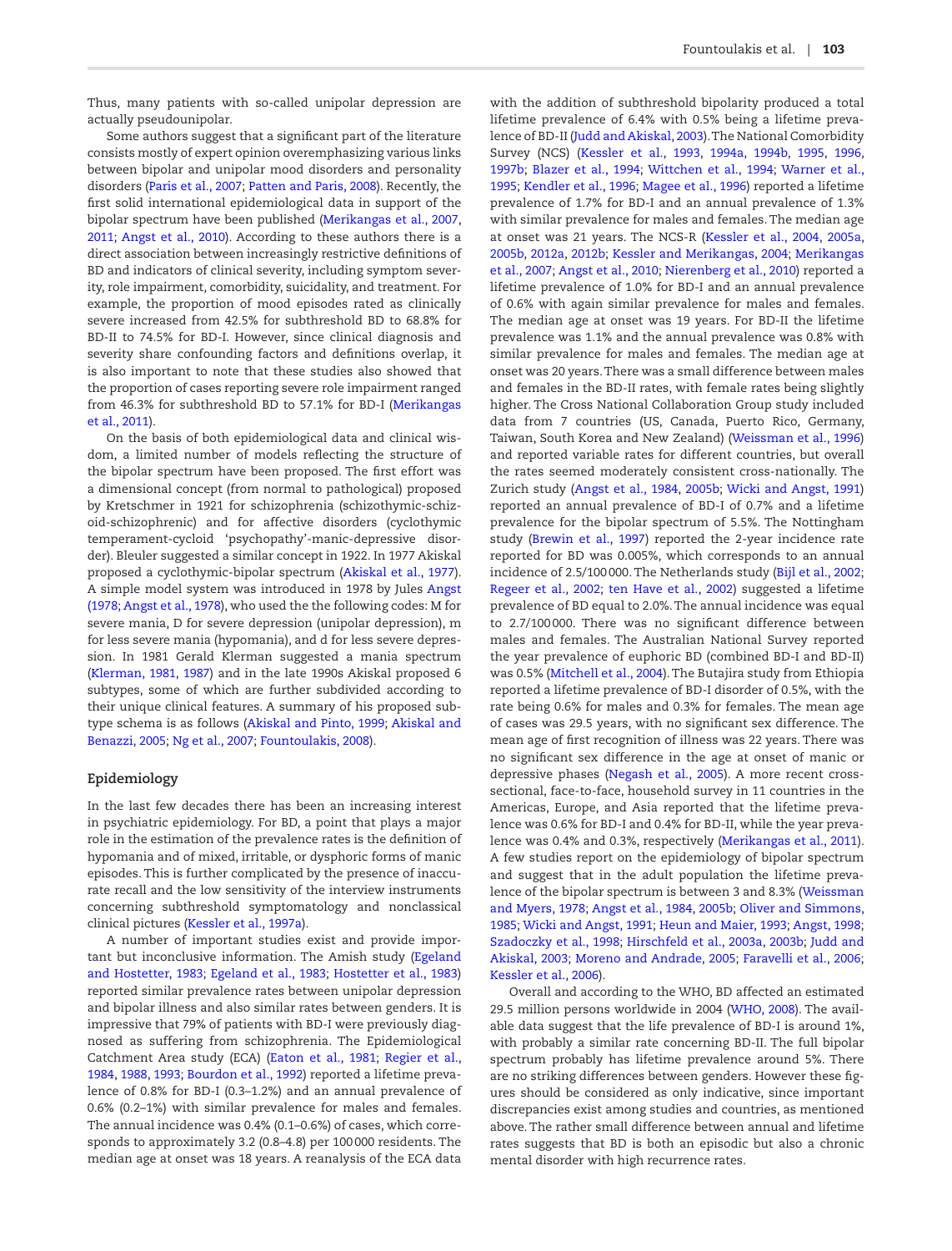Thus, many patients with so-called unipolar depression are actually pseudounipolar.

Some authors suggest that a significant part of the literature consists mostly of expert opinion overemphasizing various links between bipolar and unipolar mood disorders and personality disorders (Paris et al., 2007; Patten and Paris, 2008). Recently, the first solid international epidemiological data in support of the bipolar spectrum have been published (Merikangas et al., 2007, 2011; Angst et al., 2010). According to these authors there is a direct association between increasingly restrictive definitions of BD and indicators of clinical severity, including symptom severity, role impairment, comorbidity, suicidality, and treatment. For example, the proportion of mood episodes rated as clinically severe increased from 42.5% for subthreshold BD to 68.8% for BD-II to 74.5% for BD-I. However, since clinical diagnosis and severity share confounding factors and definitions overlap, it is also important to note that these studies also showed that the proportion of cases reporting severe role impairment ranged from 46.3% for subthreshold BD to 57.1% for BD-I (Merikangas et al., 2011).

On the basis of both epidemiological data and clinical wisdom, a limited number of models reflecting the structure of the bipolar spectrum have been proposed. The first effort was a dimensional concept (from normal to pathological) proposed by Kretschmer in 1921 for schizophrenia (schizothymic-schizoid-schizophrenic) and for affective disorders (cyclothymic temperament-cycloid 'psychopathy'-manic-depressive disorder). Bleuler suggested a similar concept in 1922. In 1977 Akiskal proposed a cyclothymic-bipolar spectrum (Akiskal et al., 1977). A simple model system was introduced in 1978 by Jules Angst (1978; Angst et al., 1978), who used the following codes: M for severe mania, D for severe depression (unipolar depression), m for less severe mania (hypomania), and d for less severe depression. In 1981 Gerald Klerman suggested a mania spectrum (Klerman, 1981, 1987) and in the late 1990s Akiskal proposed 6 subtypes, some of which are further subdivided according to their unique clinical features. A summary of his proposed subtype schema is as follows (Akiskal and Pinto, 1999; Akiskal and Benazzi, 2005; Ng et al., 2007; Fountoulakis, 2008).

## Epidemiology

In the last few decades there has been an increasing interest in psychiatric epidemiology. For BD, a point that plays a major role in the estimation of the prevalence rates is the definition of hypomania and of mixed, irritable, or dysphoric forms of manic episodes. This is further complicated by the presence of inaccurate recall and the low sensitivity of the interview instruments concerning subthreshold symptomatology and nonclassical clinical pictures (Kessler et al., 1997a).

A number of important studies exist and provide important but inconclusive information. The Amish study (Egeland and Hostetter, 1983; Egeland et al., 1983; Hostetter et al., 1983) reported similar prevalence rates between unipolar depression and bipolar illness and also similar rates between genders. It is impressive that 79% of patients with BD-I were previously diagnosed as suffering from schizophrenia. The Epidemiological Catchment Area study (ECA) (Eaton et al., 1981; Regier et al., 1984, 1988, 1993; Bourdon et al., 1992) reported a lifetime prevalence of 0.8% for BD-I (0.3–1.2%) and an annual prevalence of 0.6% (0.2–1%) with similar prevalence for males and females. The annual incidence was 0.4% (0.1–0.6%) of cases, which corresponds to approximately 3.2 (0.8–4.8) per 100 000 residents. The median age at onset was 18 years. A reanalysis of the ECA data with the addition of subthreshold bipolarity produced a total lifetime prevalence of 6.4% with 0.5% being a lifetime prevalence of BD-II (Judd and Akiskal, 2003). The National Comorbidity Survey (NCS) (Kessler et al., 1993, 1994a, 1994b, 1995, 1996, 1997b; Blazer et al., 1994; Wittchen et al., 1994; Warner et al., 1995; Kendler et al., 1996; Magee et al., 1996) reported a lifetime prevalence of 1.7% for BD-I and an annual prevalence of 1.3% with similar prevalence for males and females. The median age at onset was 21 years. The NCS-R (Kessler et al., 2004, 2005a, 2005b, 2012a, 2012b; Kessler and Merikangas, 2004; Merikangas et al., 2007; Angst et al., 2010; Nierenberg et al., 2010) reported a lifetime prevalence of 1.0% for BD-I and an annual prevalence of 0.6% with again similar prevalence for males and females. The median age at onset was 19 years. For BD-II the lifetime prevalence was 1.1% and the annual prevalence was 0.8% with similar prevalence for males and females. The median age at onset was 20 years. There was a small difference between males and females in the BD-II rates, with female rates being slightly higher. The Cross National Collaboration Group study included data from 7 countries (US, Canada, Puerto Rico, Germany, Taiwan, South Korea and New Zealand) (Weissman et al., 1996) and reported variable rates for different countries, but overall the rates seemed moderately consistent cross-nationally. The Zurich study (Angst et al., 1984, 2005b; Wicki and Angst, 1991) reported an annual prevalence of BD-I of 0.7% and a lifetime prevalence for the bipolar spectrum of 5.5%. The Nottingham study (Brewin et al., 1997) reported the 2-year incidence rate reported for BD was 0.005%, which corresponds to an annual incidence of 2.5/100 000. The Netherlands study (Bijl et al., 2002; Regeer et al., 2002; ten Have et al., 2002) suggested a lifetime prevalence of BD equal to 2.0%. The annual incidence was equal to 2.7/100 000. There was no significant difference between males and females. The Australian National Survey reported the year prevalence of euphoric BD (combined BD-I and BD-II) was 0.5% (Mitchell et al., 2004). The Butajira study from Ethiopia reported a lifetime prevalence of BD-I disorder of 0.5%, with the rate being 0.6% for males and 0.3% for females. The mean age of cases was 29.5 years, with no significant sex difference. The mean age of first recognition of illness was 22 years. There was no significant sex difference in the age at onset of manic or depressive phases (Negash et al., 2005). A more recent cross-sectional, face-to-face, household survey in 11 countries in the Americas, Europe, and Asia reported that the lifetime prevalence was 0.6% for BD-I and 0.4% for BD-II, while the year prevalence was 0.4% and 0.3%, respectively (Merikangas et al., 2011). A few studies report on the epidemiology of bipolar spectrum and suggest that in the adult population the lifetime prevalence of the bipolar spectrum is between 3 and 8.3% (Weissman and Myers, 1978; Angst et al., 1984, 2005b; Oliver and Simmons, 1985; Wicki and Angst, 1991; Heun and Maier, 1993; Angst, 1998; Szadoczky et al., 1998; Hirschfeld et al., 2003a, 2003b; Judd and Akiskal, 2003; Moreno and Andrade, 2005; Faravelli et al., 2006; Kessler et al., 2006).

Overall and according to the WHO, BD affected an estimated 29.5 million persons worldwide in 2004 (WHO, 2008). The available data suggest that the life prevalence of BD-I is around 1%, with probably a similar rate concerning BD-II. The full bipolar spectrum probably has lifetime prevalence around 5%. There are no striking differences between genders. However these figures should be considered as only indicative, since important discrepancies exist among studies and countries, as mentioned above. The rather small difference between annual and lifetime rates suggests that BD is both an episodic but also a chronic mental disorder with high recurrence rates.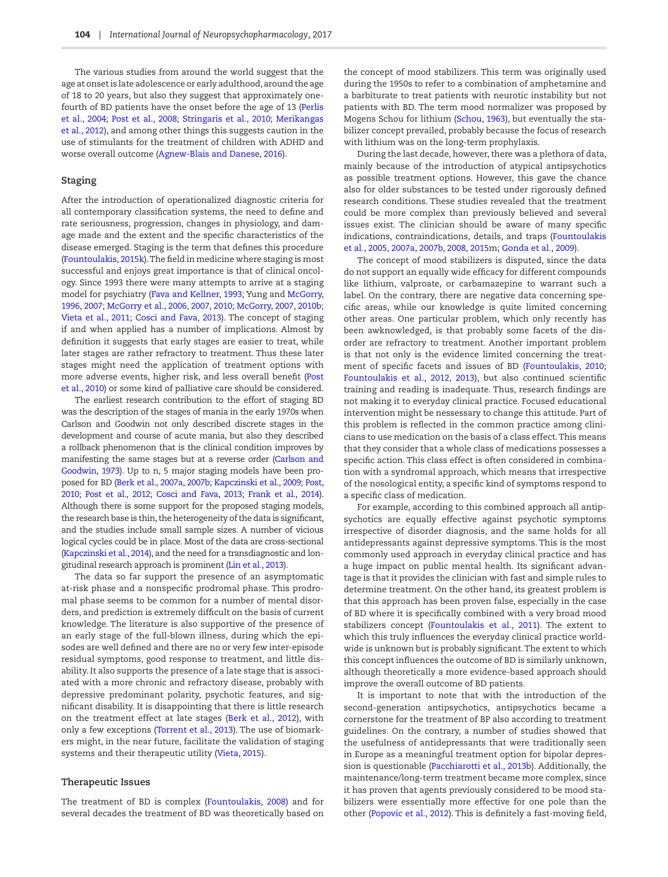The various studies from around the world suggest that the age at onset is late adolescence or early adulthood, around the age of 18 to 20 years, but also they suggest that approximately one-fourth of BD patients have the onset before the age of 13 (Perlis et al., 2004; Post et al., 2008; Stringaris et al., 2010; Merikangas et al., 2012), and among other things this suggests caution in the use of stimulants for the treatment of children with ADHD and worse overall outcome (Agnew-Blais and Danese, 2016).

## Staging

After the introduction of operationalized diagnostic criteria for all contemporary classification systems, the need to define and rate seriousness, progression, changes in physiology, and damage made and the extent and the specific characteristics of the disease emerged. Staging is the term that defines this procedure (Fountoulakis, 2015k). The field in medicine where staging is most successful and enjoys great importance is that of clinical oncology. Since 1993 there were many attempts to arrive at a staging model for psychiatry (Fava and Kellner, 1993; Yung and McGorry, 1996, 2007; McGorry et al., 2006, 2007, 2010; McGorry, 2007, 2010b; Vieta et al., 2011; Cosci and Fava, 2013). The concept of staging if and when applied has a number of implications. Almost by definition it suggests that early stages are easier to treat, while later stages are rather refractory to treatment. Thus these later stages might need the application of treatment options with more adverse events, higher risk, and less overall benefit (Post et al., 2010) or some kind of palliative care should be considered.

The earliest research contribution to the effort of staging BD was the description of the stages of mania in the early 1970s when Carlson and Goodwin not only described discrete stages in the development and course of acute mania, but also they described a rollback phenomenon that is the clinical condition improves by manifesting the same stages but at a reverse order (Carlson and Goodwin, 1973). Up to n, 5 major staging models have been proposed for BD (Berk et al., 2007a, 2007b; Kapczinski et al., 2009; Post, 2010; Post et al., 2012; Cosci and Fava, 2013; Frank et al., 2014). Although there is some support for the proposed staging models, the research base is thin, the heterogeneity of the data is significant, and the studies include small sample sizes. A number of vicious logical cycles could be in place. Most of the data are cross-sectional (Kapczinski et al., 2014), and the need for a transdiagnostic and longitudinal research approach is prominent (Lin et al., 2013).

The data so far support the presence of an asymptomatic at-risk phase and a nonspecific prodromal phase. This prodromal phase seems to be common for a number of mental disorders, and prediction is extremely difficult on the basis of current knowledge. The literature is also supportive of the presence of an early stage of the full-blown illness, during which the episodes are well defined and there are no or very few inter-episode residual symptoms, good response to treatment, and little disability. It also supports the presence of a late stage that is associated with a more chronic and refractory disease, probably with depressive predominant polarity, psychotic features, and significant disability. It is disappointing that there is little research on the treatment effect at late stages (Berk et al., 2012), with only a few exceptions (Torrent et al., 2013). The use of biomarkers might, in the near future, facilitate the validation of staging systems and their therapeutic utility (Vieta, 2015).

## Therapeutic Issues

The treatment of BD is complex (Fountoulakis, 2008) and for several decades the treatment of BD was theoretically based on the concept of mood stabilizers. This term was originally used during the 1950s to refer to a combination of amphetamine and a barbiturate to treat patients with neurotic instability but not patients with BD. The term mood normalizer was proposed by Mogens Schou for lithium (Schou, 1963), but eventually the stabilizer concept prevailed, probably because the focus of research with lithium was on the long-term prophylaxis.

During the last decade, however, there was a plethora of data, mainly because of the introduction of atypical antipsychotics as possible treatment options. However, this gave the chance also for older substances to be tested under rigorously defined research conditions. These studies revealed that the treatment could be more complex than previously believed and several issues exist. The clinician should be aware of many specific indications, contraindications, details, and traps (Fountoulakis et al., 2005, 2007a, 2007b, 2008, 2015m; Gonda et al., 2009).

The concept of mood stabilizers is disputed, since the data do not support an equally wide efficacy for different compounds like lithium, valproate, or carbamazepine to warrant such a label. On the contrary, there are negative data concerning specific areas, while our knowledge is quite limited concerning other areas. One particular problem, which only recently has been awknowledged, is that probably some facets of the disorder are refractory to treatment. Another important problem is that not only is the evidence limited concerning the treatment of specific facets and issues of BD (Fountoulakis, 2010; Fountoulakis et al., 2012, 2013), but also continued scientific training and reading is inadequate. Thus, research findings are not making it to everyday clinical practice. Focused educational intervention might be nessesary to change this attitude. Part of this problem is reflected in the common practice among clinicians to use medication on the basis of a class effect. This means that they consider that a whole class of medications possesses a specific action. This class effect is often considered in combination with a syndromal approach, which means that irrespective of the nosological entity, a specific kind of symptoms respond to a specific class of medication.

For example, according to this combined approach all antipsychotics are equally effective against psychotic symptoms irrespective of disorder diagnosis, and the same holds for all antidepressants against depressive symptoms. This is the most commonly used approach in everyday clinical practice and has a huge impact on public mental health. Its significant advantage is that it provides the clinician with fast and simple rules to determine treatment. On the other hand, its greatest problem is that this approach has been proven false, especially in the case of BD where it is specifically combined with a very broad mood stabilizers concept (Fountoulakis et al., 2011). The extent to which this truly influences the everyday clinical practice worldwide is unknown but is probably significant. The extent to which this concept influences the outcome of BD is similarly unknown, although theoretically a more evidence-based approach should improve the overall outcome of BD patients.

It is important to note that with the introduction of the second-generation antipsychotics, antipsychotics became a cornerstone for the treatment of BP also according to treatment guidelines. On the contrary, a number of studies showed that the usefulness of antidepressants that were traditionally seen in Europe as a meaningful treatment option for bipolar depression is questionable (Pacchiarotti et al., 2013b). Additionally, the maintenance/long-term treatment became more complex, since it has proven that agents previously considered to be mood stabilizers were essentially more effective for one pole than the other (Popovic et al., 2012). This is definitely a fast-moving field,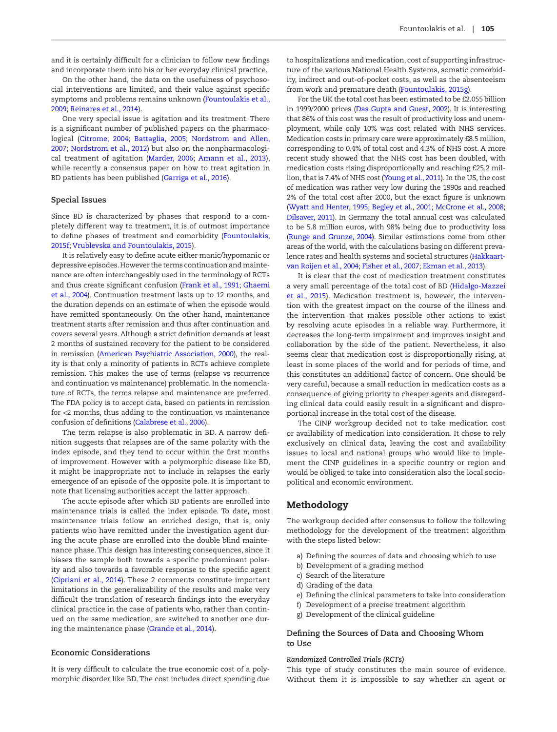and it is certainly difficult for a clinician to follow new findings and incorporate them into his or her everyday clinical practice.

On the other hand, the data on the usefulness of psychosocial interventions are limited, and their value against specific symptoms and problems remains unknown (Fountoulakis et al., 2009; Reinares et al., 2014).

One very special issue is agitation and its treatment. There is a significant number of published papers on the pharmacological (Citrome, 2004; Battaglia, 2005; Nordstrom and Allen, 2007; Nordstrom et al., 2012) but also on the nonpharmacological treatment of agitation (Marder, 2006; Amann et al., 2013), while recently a consensus paper on how to treat agitation in BD patients has been published (Garriga et al., 2016).

### Special Issues

Since BD is characterized by phases that respond to a completely different way to treatment, it is of outmost importance to define phases of treatment and comorbidity (Fountoulakis, 2015f; Vrublevska and Fountoulakis, 2015).

It is relatively easy to define acute either manic/hypomanic or depressive episodes. However the terms continuation and maintenance are often interchangeably used in the terminology of RCTs and thus create significant confusion (Frank et al., 1991; Ghaemi et al., 2004). Continuation treatment lasts up to 12 months, and the duration depends on an estimate of when the episode would have remitted spontaneously. On the other hand, maintenance treatment starts after remission and thus after continuation and covers several years. Although a strict definition demands at least 2 months of sustained recovery for the patient to be considered in remission (American Psychiatric Association, 2000), the reality is that only a minority of patients in RCTs achieve complete remission. This makes the use of terms (relapse vs recurrence and continuation vs maintenance) problematic. In the nomenclature of RCTs, the terms relapse and maintenance are preferred. The FDA policy is to accept data, based on patients in remission for <2 months, thus adding to the continuation vs maintenance confusion of definitions (Calabrese et al., 2006).

The term relapse is also problematic in BD. A narrow definition suggests that relapses are of the same polarity with the index episode, and they tend to occur within the first months of improvement. However with a polymorphic disease like BD, it might be inappropriate not to include in relapses the early emergence of an episode of the opposite pole. It is important to note that licensing authorities accept the latter approach.

The acute episode after which BD patients are enrolled into maintenance trials is called the index episode. To date, most maintenance trials follow an enriched design, that is, only patients who have remitted under the investigation agent during the acute phase are enrolled into the double blind maintenance phase. This design has interesting consequences, since it biases the sample both towards a specific predominant polarity and also towards a favorable response to the specific agent (Cipriani et al., 2014). These 2 comments constitute important limitations in the generalizability of the results and make very difficult the translation of research findings into the everyday clinical practice in the case of patients who, rather than continued on the same medication, are switched to another one during the maintenance phase (Grande et al., 2014).

### Economic Considerations

It is very difficult to calculate the true economic cost of a polymorphic disorder like BD. The cost includes direct spending due to hospitalizations and medication, cost of supporting infrastructure of the various National Health Systems, somatic comorbidity, indirect and out-of-pocket costs, as well as the absenteeism from work and premature death (Fountoulakis, 2015g).

For the UK the total cost has been estimated to be £2.055 billion in 1999/2000 prices (Das Gupta and Guest, 2002). It is interesting that 86% of this cost was the result of productivity loss and unemployment, while only 10% was cost related with NHS services. Medication costs in primary care were approximately £8.5 million, corresponding to 0.4% of total cost and 4.3% of NHS cost. A more recent study showed that the NHS cost has been doubled, with medication costs rising disproportionally and reaching £25.2 million, that is 7.4% of NHS cost (Young et al., 2011). In the US, the cost of medication was rather very low during the 1990s and reached 2% of the total cost after 2000, but the exact figure is unknown (Wyatt and Henter, 1995; Begley et al., 2001; McCrone et al., 2008; Dilsaver, 2011). In Germany the total annual cost was calculated to be 5.8 million euros, with 98% being due to productivity loss (Runge and Grunze, 2004). Similar estimations come from other areas of the world, with the calculations basing on different prevalence rates and health systems and societal structures (Hakkaart-van Roijen et al., 2004; Fisher et al., 2007; Ekman et al., 2013).

It is clear that the cost of medication treatment constitutes a very small percentage of the total cost of BD (Hidalgo-Mazzei et al., 2015). Medication treatment is, however, the intervention with the greatest impact on the course of the illness and the intervention that makes possible other actions to exist by resolving acute episodes in a reliable way. Furthermore, it decreases the long-term impairment and improves insight and collaboration by the side of the patient. Nevertheless, it also seems clear that medication cost is disproportionally rising, at least in some places of the world and for periods of time, and this constitutes an additional factor of concern. One should be very careful, because a small reduction in medication costs as a consequence of giving priority to cheaper agents and disregarding clinical data could easily result in a significant and disproportional increase in the total cost of the disease.

The CINP workgroup decided not to take medication cost or availability of medication into consideration. It chose to rely exclusively on clinical data, leaving the cost and availability issues to local and national groups who would like to implement the CINP guidelines in a specific country or region and would be obliged to take into consideration also the local sociopolitical and economic environment.

## Methodology

The workgroup decided after consensus to follow the following methodology for the development of the treatment algorithm with the steps listed below:

a) Defining the sources of data and choosing which to use
b) Development of a grading method
c) Search of the literature
d) Grading of the data
e) Defining the clinical parameters to take into consideration
f) Development of a precise treatment algorithm
g) Development of the clinical guideline

### Defining the Sources of Data and Choosing Whom to Use

#### *Randomized Controlled Trials (RCTs)*

This type of study constitutes the main source of evidence. Without them it is impossible to say whether an agent or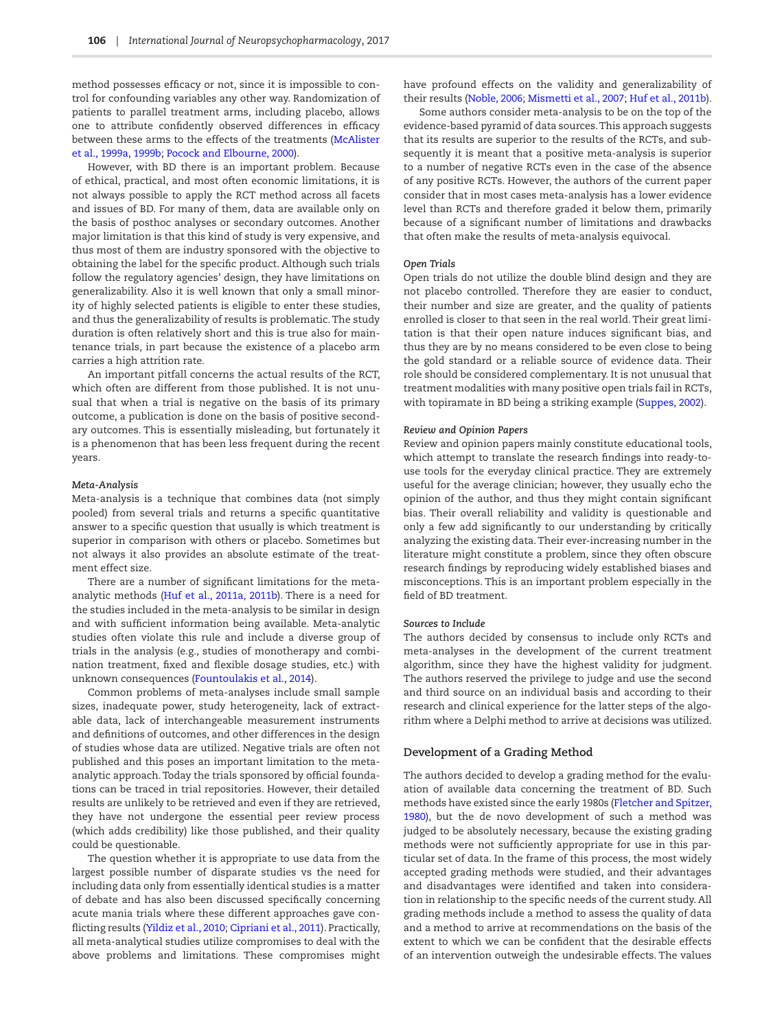method possesses efficacy or not, since it is impossible to control for confounding variables any other way. Randomization of patients to parallel treatment arms, including placebo, allows one to attribute confidently observed differences in efficacy between these arms to the effects of the treatments (McAlister et al., 1999a, 1999b; Pocock and Elbourne, 2000).

However, with BD there is an important problem. Because of ethical, practical, and most often economic limitations, it is not always possible to apply the RCT method across all facets and issues of BD. For many of them, data are available only on the basis of posthoc analyses or secondary outcomes. Another major limitation is that this kind of study is very expensive, and thus most of them are industry sponsored with the objective to obtaining the label for the specific product. Although such trials follow the regulatory agencies' design, they have limitations on generalizability. Also it is well known that only a small minority of highly selected patients is eligible to enter these studies, and thus the generalizability of results is problematic. The study duration is often relatively short and this is true also for maintenance trials, in part because the existence of a placebo arm carries a high attrition rate.

An important pitfall concerns the actual results of the RCT, which often are different from those published. It is not unusual that when a trial is negative on the basis of its primary outcome, a publication is done on the basis of positive secondary outcomes. This is essentially misleading, but fortunately it is a phenomenon that has been less frequent during the recent years.

#### *Meta-Analysis*

Meta-analysis is a technique that combines data (not simply pooled) from several trials and returns a specific quantitative answer to a specific question that usually is which treatment is superior in comparison with others or placebo. Sometimes but not always it also provides an absolute estimate of the treatment effect size.

There are a number of significant limitations for the meta-analytic methods (Huf et al., 2011a, 2011b). There is a need for the studies included in the meta-analysis to be similar in design and with sufficient information being available. Meta-analytic studies often violate this rule and include a diverse group of trials in the analysis (e.g., studies of monotherapy and combination treatment, fixed and flexible dosage studies, etc.) with unknown consequences (Fountoulakis et al., 2014).

Common problems of meta-analyses include small sample sizes, inadequate power, study heterogeneity, lack of extractable data, lack of interchangeable measurement instruments and definitions of outcomes, and other differences in the design of studies whose data are utilized. Negative trials are often not published and this poses an important limitation to the meta-analytic approach. Today the trials sponsored by official foundations can be traced in trial repositories. However, their detailed results are unlikely to be retrieved and even if they are retrieved, they have not undergone the essential peer review process (which adds credibility) like those published, and their quality could be questionable.

The question whether it is appropriate to use data from the largest possible number of disparate studies vs the need for including data only from essentially identical studies is a matter of debate and has also been discussed specifically concerning acute mania trials where these different approaches gave conflicting results (Yildiz et al., 2010; Cipriani et al., 2011). Practically, all meta-analytical studies utilize compromises to deal with the above problems and limitations. These compromises might have profound effects on the validity and generalizability of their results (Noble, 2006; Mismetti et al., 2007; Huf et al., 2011b).

Some authors consider meta-analysis to be on the top of the evidence-based pyramid of data sources. This approach suggests that its results are superior to the results of the RCTs, and subsequently it is meant that a positive meta-analysis is superior to a number of negative RCTs even in the case of the absence of any positive RCTs. However, the authors of the current paper consider that in most cases meta-analysis has a lower evidence level than RCTs and therefore graded it below them, primarily because of a significant number of limitations and drawbacks that often make the results of meta-analysis equivocal.

#### *Open Trials*

Open trials do not utilize the double blind design and they are not placebo controlled. Therefore they are easier to conduct, their number and size are greater, and the quality of patients enrolled is closer to that seen in the real world. Their great limitation is that their open nature induces significant bias, and thus they are by no means considered to be even close to being the gold standard or a reliable source of evidence data. Their role should be considered complementary. It is not unusual that treatment modalities with many positive open trials fail in RCTs, with topiramate in BD being a striking example (Suppes, 2002).

#### *Review and Opinion Papers*

Review and opinion papers mainly constitute educational tools, which attempt to translate the research findings into ready-to-use tools for the everyday clinical practice. They are extremely useful for the average clinician; however, they usually echo the opinion of the author, and thus they might contain significant bias. Their overall reliability and validity is questionable and only a few add significantly to our understanding by critically analyzing the existing data. Their ever-increasing number in the literature might constitute a problem, since they often obscure research findings by reproducing widely established biases and misconceptions. This is an important problem especially in the field of BD treatment.

#### *Sources to Include*

The authors decided by consensus to include only RCTs and meta-analyses in the development of the current treatment algorithm, since they have the highest validity for judgment. The authors reserved the privilege to judge and use the second and third source on an individual basis and according to their research and clinical experience for the latter steps of the algorithm where a Delphi method to arrive at decisions was utilized.

## Development of a Grading Method

The authors decided to develop a grading method for the evaluation of available data concerning the treatment of BD. Such methods have existed since the early 1980s (Fletcher and Spitzer, 1980), but the de novo development of such a method was judged to be absolutely necessary, because the existing grading methods were not sufficiently appropriate for use in this particular set of data. In the frame of this process, the most widely accepted grading methods were studied, and their advantages and disadvantages were identified and taken into consideration in relationship to the specific needs of the current study. All grading methods include a method to assess the quality of data and a method to arrive at recommendations on the basis of the extent to which we can be confident that the desirable effects of an intervention outweigh the undesirable effects. The values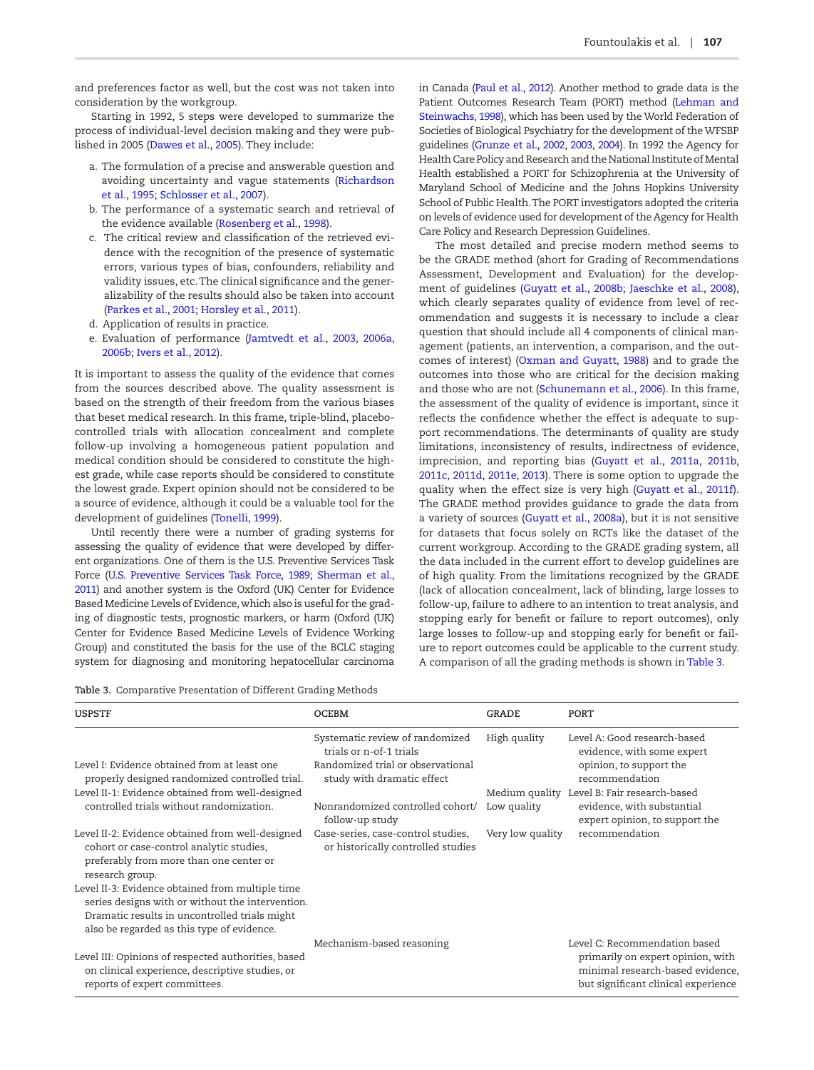and preferences factor as well, but the cost was not taken into consideration by the workgroup.

Starting in 1992, 5 steps were developed to summarize the process of individual-level decision making and they were published in 2005 (Dawes et al., 2005). They include:

a. The formulation of a precise and answerable question and avoiding uncertainty and vague statements (Richardson et al., 1995; Schlosser et al., 2007).
b. The performance of a systematic search and retrieval of the evidence available (Rosenberg et al., 1998).
c. The critical review and classification of the retrieved evidence with the recognition of the presence of systematic errors, various types of bias, confounders, reliability and validity issues, etc. The clinical significance and the generalizability of the results should also be taken into account (Parkes et al., 2001; Horsley et al., 2011).
d. Application of results in practice.
e. Evaluation of performance (Jamtvedt et al., 2003, 2006a, 2006b; Ivers et al., 2012).

It is important to assess the quality of the evidence that comes from the sources described above. The quality assessment is based on the strength of their freedom from the various biases that beset medical research. In this frame, triple-blind, placebo-controlled trials with allocation concealment and complete follow-up involving a homogeneous patient population and medical condition should be considered to constitute the highest grade, while case reports should be considered to constitute the lowest grade. Expert opinion should not be considered to be a source of evidence, although it could be a valuable tool for the development of guidelines (Tonelli, 1999).

Until recently there were a number of grading systems for assessing the quality of evidence that were developed by different organizations. One of them is the U.S. Preventive Services Task Force (U.S. Preventive Services Task Force, 1989; Sherman et al., 2011) and another system is the Oxford (UK) Center for Evidence Based Medicine Levels of Evidence, which also is useful for the grading of diagnostic tests, prognostic markers, or harm (Oxford (UK) Center for Evidence Based Medicine Levels of Evidence Working Group) and constituted the basis for the use of the BCLC staging system for diagnosing and monitoring hepatocellular carcinoma in Canada (Paul et al., 2012). Another method to grade data is the Patient Outcomes Research Team (PORT) method (Lehman and Steinwachs, 1998), which has been used by the World Federation of Societies of Biological Psychiatry for the development of the WFSBP guidelines (Grunze et al., 2002, 2003, 2004). In 1992 the Agency for Health Care Policy and Research and the National Institute of Mental Health established a PORT for Schizophrenia at the University of Maryland School of Medicine and the Johns Hopkins University School of Public Health. The PORT investigators adopted the criteria on levels of evidence used for development of the Agency for Health Care Policy and Research Depression Guidelines.

The most detailed and precise modern method seems to be the GRADE method (short for Grading of Recommendations Assessment, Development and Evaluation) for the development of guidelines (Guyatt et al., 2008b; Jaeschke et al., 2008), which clearly separates quality of evidence from level of recommendation and suggests it is necessary to include a clear question that should include all 4 components of clinical management (patients, an intervention, a comparison, and the outcomes of interest) (Oxman and Guyatt, 1988) and to grade the outcomes into those who are critical for the decision making and those who are not (Schunemann et al., 2006). In this frame, the assessment of the quality of evidence is important, since it reflects the confidence whether the effect is adequate to support recommendations. The determinants of quality are study limitations, inconsistency of results, indirectness of evidence, imprecision, and reporting bias (Guyatt et al., 2011a, 2011b, 2011c, 2011d, 2011e, 2013). There is some option to upgrade the quality when the effect size is very high (Guyatt et al., 2011f). The GRADE method provides guidance to grade the data from a variety of sources (Guyatt et al., 2008a), but it is not sensitive for datasets that focus solely on RCTs like the dataset of the current workgroup. According to the GRADE grading system, all the data included in the current effort to develop guidelines are of high quality. From the limitations recognized by the GRADE (lack of allocation concealment, lack of blinding, large losses to follow-up, failure to adhere to an intention to treat analysis, and stopping early for benefit or failure to report outcomes), only large losses to follow-up and stopping early for benefit or failure to report outcomes could be applicable to the current study. A comparison of all the grading methods is shown in Table 3.

Table 3. Comparative Presentation of Different Grading Methods

| USPSTF | OCEBM | GRADE | PORT |
|---|---|---|---|
| | Systematic review of randomized trials or n-of-1 trials | High quality | Level A: Good research-based evidence, with some expert opinion, to support the recommendation |
| Level I: Evidence obtained from at least one properly designed randomized controlled trial. | Randomized trial or observational study with dramatic effect | | |
| Level II-1: Evidence obtained from well-designed controlled trials without randomization. | Nonrandomized controlled cohort/ follow-up study | Medium quality<br>Low quality | Level B: Fair research-based evidence, with substantial expert opinion, to support the recommendation |
| Level II-2: Evidence obtained from well-designed cohort or case-control analytic studies, preferably from more than one center or research group. | Case-series, case-control studies, or historically controlled studies | Very low quality | |
| Level II-3: Evidence obtained from multiple time series designs with or without the intervention. Dramatic results in uncontrolled trials might also be regarded as this type of evidence. | | | |
| | Mechanism-based reasoning | | Level C: Recommendation based primarily on expert opinion, with minimal research-based evidence, but significant clinical experience |
| Level III: Opinions of respected authorities, based on clinical experience, descriptive studies, or reports of expert committees. | | | |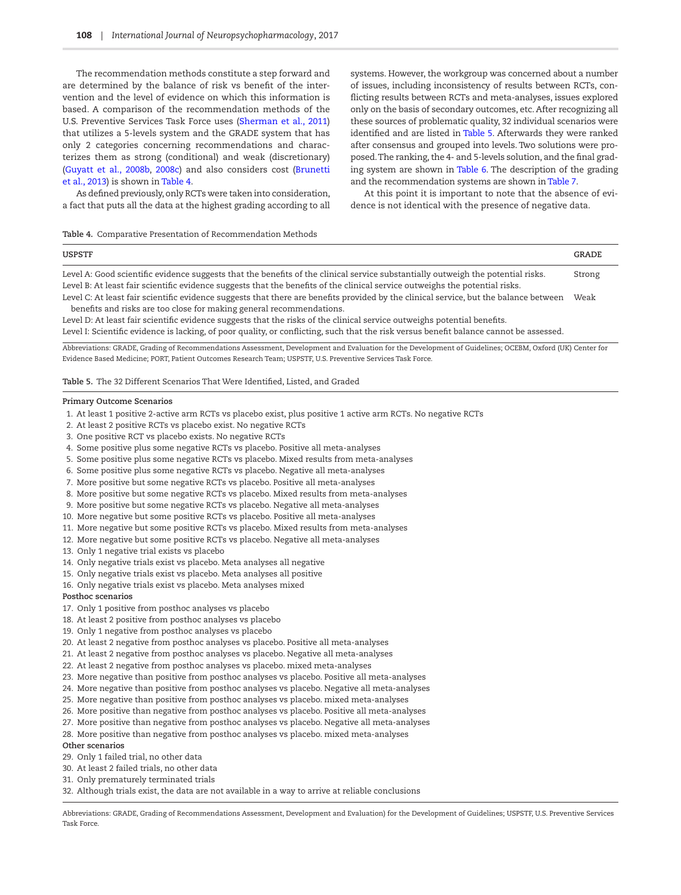The recommendation methods constitute a step forward and are determined by the balance of risk vs benefit of the intervention and the level of evidence on which this information is based. A comparison of the recommendation methods of the U.S. Preventive Services Task Force uses (Sherman et al., 2011) that utilizes a 5-levels system and the GRADE system that has only 2 categories concerning recommendations and characterizes them as strong (conditional) and weak (discretionary) (Guyatt et al., 2008b, 2008c) and also considers cost (Brunetti et al., 2013) is shown in Table 4.

As defined previously, only RCTs were taken into consideration, a fact that puts all the data at the highest grading according to all systems. However, the workgroup was concerned about a number of issues, including inconsistency of results between RCTs, conflicting results between RCTs and meta-analyses, issues explored only on the basis of secondary outcomes, etc. After recognizing all these sources of problematic quality, 32 individual scenarios were identified and are listed in Table 5. Afterwards they were ranked after consensus and grouped into levels. Two solutions were proposed. The ranking, the 4- and 5-levels solution, and the final grading system are shown in Table 6. The description of the grading and the recommendation systems are shown in Table 7.

At this point it is important to note that the absence of evidence is not identical with the presence of negative data.

**Table 4.** Comparative Presentation of Recommendation Methods

| USPSTF | GRADE |
|---|---|
| Level A: Good scientific evidence suggests that the benefits of the clinical service substantially outweigh the potential risks. | Strong |
| Level B: At least fair scientific evidence suggests that the benefits of the clinical service outweighs the potential risks. | |
| Level C: At least fair scientific evidence suggests that there are benefits provided by the clinical service, but the balance between benefits and risks are too close for making general recommendations. | Weak |
| Level D: At least fair scientific evidence suggests that the risks of the clinical service outweighs potential benefits. | |
| Level I: Scientific evidence is lacking, of poor quality, or conflicting, such that the risk versus benefit balance cannot be assessed. | |

Abbreviations: GRADE, Grading of Recommendations Assessment, Development and Evaluation for the Development of Guidelines; OCEBM, Oxford (UK) Center for Evidence Based Medicine; PORT, Patient Outcomes Research Team; USPSTF, U.S. Preventive Services Task Force.

**Table 5.** The 32 Different Scenarios That Were Identified, Listed, and Graded

**Primary Outcome Scenarios**

1. At least 1 positive 2-active arm RCTs vs placebo exist, plus positive 1 active arm RCTs. No negative RCTs
2. At least 2 positive RCTs vs placebo exist. No negative RCTs
3. One positive RCT vs placebo exists. No negative RCTs
4. Some positive plus some negative RCTs vs placebo. Positive all meta-analyses
5. Some positive plus some negative RCTs vs placebo. Mixed results from meta-analyses
6. Some positive plus some negative RCTs vs placebo. Negative all meta-analyses
7. More positive but some negative RCTs vs placebo. Positive all meta-analyses
8. More positive but some negative RCTs vs placebo. Mixed results from meta-analyses
9. More positive but some negative RCTs vs placebo. Negative all meta-analyses
10. More negative but some positive RCTs vs placebo. Positive all meta-analyses
11. More negative but some positive RCTs vs placebo. Mixed results from meta-analyses
12. More negative but some positive RCTs vs placebo. Negative all meta-analyses
13. Only 1 negative trial exists vs placebo
14. Only negative trials exist vs placebo. Meta analyses all negative
15. Only negative trials exist vs placebo. Meta analyses all positive
16. Only negative trials exist vs placebo. Meta analyses mixed

**Posthoc scenarios**

17. Only 1 positive from posthoc analyses vs placebo
18. At least 2 positive from posthoc analyses vs placebo
19. Only 1 negative from posthoc analyses vs placebo
20. At least 2 negative from posthoc analyses vs placebo. Positive all meta-analyses
21. At least 2 negative from posthoc analyses vs placebo. Negative all meta-analyses
22. At least 2 negative from posthoc analyses vs placebo. mixed meta-analyses
23. More negative than positive from posthoc analyses vs placebo. Positive all meta-analyses
24. More negative than positive from posthoc analyses vs placebo. Negative all meta-analyses
25. More negative than positive from posthoc analyses vs placebo. mixed meta-analyses
26. More positive than negative from posthoc analyses vs placebo. Positive all meta-analyses
27. More positive than negative from posthoc analyses vs placebo. Negative all meta-analyses
28. More positive than negative from posthoc analyses vs placebo. mixed meta-analyses

**Other scenarios**

29. Only 1 failed trial, no other data
30. At least 2 failed trials, no other data
31. Only prematurely terminated trials
32. Although trials exist, the data are not available in a way to arrive at reliable conclusions

Abbreviations: GRADE, Grading of Recommendations Assessment, Development and Evaluation) for the Development of Guidelines; USPSTF, U.S. Preventive Services Task Force.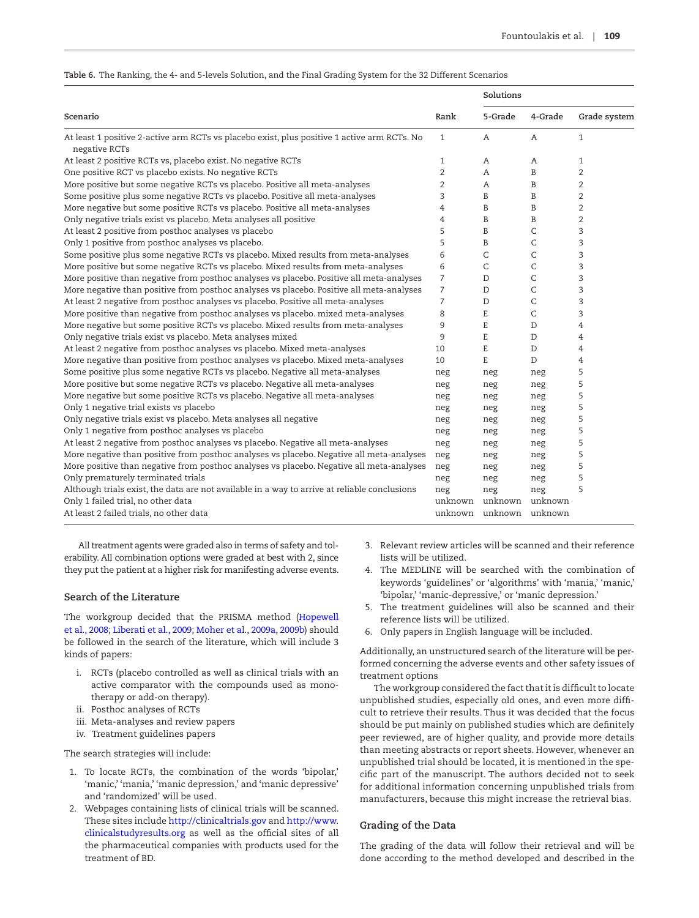**Table 6.** The Ranking, the 4- and 5-levels Solution, and the Final Grading System for the 32 Different Scenarios

| Scenario | Rank | Solutions | | |
|---|---|---|---|---|
| | | 5-Grade | 4-Grade | Grade system |
| At least 1 positive 2-active arm RCTs vs placebo exist, plus positive 1 active arm RCTs. No negative RCTs | 1 | A | A | 1 |
| At least 2 positive RCTs vs, placebo exist. No negative RCTs | 1 | A | A | 1 |
| One positive RCT vs placebo exists. No negative RCTs | 2 | A | B | 2 |
| More positive but some negative RCTs vs placebo. Positive all meta-analyses | 2 | A | B | 2 |
| Some positive plus some negative RCTs vs placebo. Positive all meta-analyses | 3 | B | B | 2 |
| More negative but some positive RCTs vs placebo. Positive all meta-analyses | 4 | B | B | 2 |
| Only negative trials exist vs placebo. Meta analyses all positive | 4 | B | B | 2 |
| At least 2 positive from posthoc analyses vs placebo | 5 | B | C | 3 |
| Only 1 positive from posthoc analyses vs placebo. | 5 | B | C | 3 |
| Some positive plus some negative RCTs vs placebo. Mixed results from meta-analyses | 6 | C | C | 3 |
| More positive but some negative RCTs vs placebo. Mixed results from meta-analyses | 6 | C | C | 3 |
| More positive than negative from posthoc analyses vs placebo. Positive all meta-analyses | 7 | D | C | 3 |
| More negative than positive from posthoc analyses vs placebo. Positive all meta-analyses | 7 | D | C | 3 |
| At least 2 negative from posthoc analyses vs placebo. Positive all meta-analyses | 7 | D | C | 3 |
| More positive than negative from posthoc analyses vs placebo. mixed meta-analyses | 8 | E | C | 3 |
| More negative but some positive RCTs vs placebo. Mixed results from meta-analyses | 9 | E | D | 4 |
| Only negative trials exist vs placebo. Meta analyses mixed | 9 | E | D | 4 |
| At least 2 negative from posthoc analyses vs placebo. Mixed meta-analyses | 10 | E | D | 4 |
| More negative than positive from posthoc analyses vs placebo. Mixed meta-analyses | 10 | E | D | 4 |
| Some positive plus some negative RCTs vs placebo. Negative all meta-analyses | neg | neg | neg | 5 |
| More positive but some negative RCTs vs placebo. Negative all meta-analyses | neg | neg | neg | 5 |
| More negative but some positive RCTs vs placebo. Negative all meta-analyses | neg | neg | neg | 5 |
| Only 1 negative trial exists vs placebo | neg | neg | neg | 5 |
| Only negative trials exist vs placebo. Meta analyses all negative | neg | neg | neg | 5 |
| Only 1 negative from posthoc analyses vs placebo | neg | neg | neg | 5 |
| At least 2 negative from posthoc analyses vs placebo. Negative all meta-analyses | neg | neg | neg | 5 |
| More negative than positive from posthoc analyses vs placebo. Negative all meta-analyses | neg | neg | neg | 5 |
| More positive than negative from posthoc analyses vs placebo. Negative all meta-analyses | neg | neg | neg | 5 |
| Only prematurely terminated trials | neg | neg | neg | 5 |
| Although trials exist, the data are not available in a way to arrive at reliable conclusions | neg | neg | neg | 5 |
| Only 1 failed trial, no other data | unknown | unknown | unknown | |
| At least 2 failed trials, no other data | unknown | unknown | unknown | |

All treatment agents were graded also in terms of safety and tolerability. All combination options were graded at best with 2, since they put the patient at a higher risk for manifesting adverse events.

## Search of the Literature

The workgroup decided that the PRISMA method (Hopewell et al., 2008; Liberati et al., 2009; Moher et al., 2009a, 2009b) should be followed in the search of the literature, which will include 3 kinds of papers:

i. RCTs (placebo controlled as well as clinical trials with an active comparator with the compounds used as monotherapy or add-on therapy).
ii. Posthoc analyses of RCTs
iii. Meta-analyses and review papers
iv. Treatment guidelines papers

The search strategies will include:

1. To locate RCTs, the combination of the words 'bipolar,' 'manic,' 'mania,' 'manic depression,' and 'manic depressive' and 'randomized' will be used.
2. Webpages containing lists of clinical trials will be scanned. These sites include http://clinicaltrials.gov and http://www.clinicalstudyresults.org as well as the official sites of all the pharmaceutical companies with products used for the treatment of BD.
3. Relevant review articles will be scanned and their reference lists will be utilized.
4. The MEDLINE will be searched with the combination of keywords 'guidelines' or 'algorithms' with 'mania,' 'manic,' 'bipolar,' 'manic-depressive,' or 'manic depression.'
5. The treatment guidelines will also be scanned and their reference lists will be utilized.
6. Only papers in English language will be included.

Additionally, an unstructured search of the literature will be performed concerning the adverse events and other safety issues of treatment options

The workgroup considered the fact that it is difficult to locate unpublished studies, especially old ones, and even more difficult to retrieve their results. Thus it was decided that the focus should be put mainly on published studies which are definitely peer reviewed, are of higher quality, and provide more details than meeting abstracts or report sheets. However, whenever an unpublished trial should be located, it is mentioned in the specific part of the manuscript. The authors decided not to seek for additional information concerning unpublished trials from manufacturers, because this might increase the retrieval bias.

## Grading of the Data

The grading of the data will follow their retrieval and will be done according to the method developed and described in the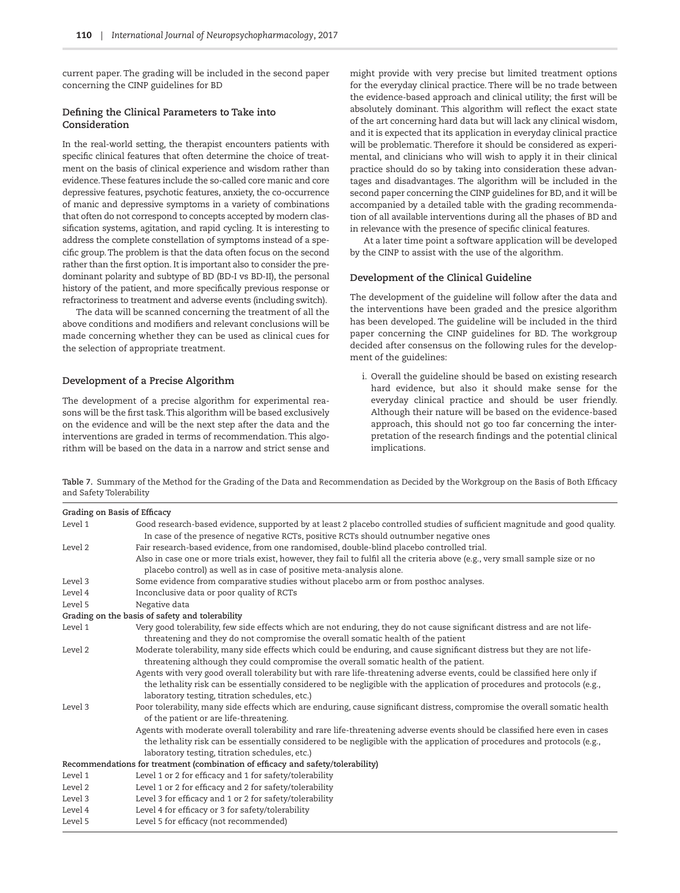current paper. The grading will be included in the second paper concerning the CINP guidelines for BD

### Defining the Clinical Parameters to Take into Consideration

In the real-world setting, the therapist encounters patients with specific clinical features that often determine the choice of treatment on the basis of clinical experience and wisdom rather than evidence. These features include the so-called core manic and core depressive features, psychotic features, anxiety, the co-occurrence of manic and depressive symptoms in a variety of combinations that often do not correspond to concepts accepted by modern classification systems, agitation, and rapid cycling. It is interesting to address the complete constellation of symptoms instead of a specific group. The problem is that the data often focus on the second rather than the first option. It is important also to consider the predominant polarity and subtype of BD (BD-I vs BD-II), the personal history of the patient, and more specifically previous response or refractoriness to treatment and adverse events (including switch).

The data will be scanned concerning the treatment of all the above conditions and modifiers and relevant conclusions will be made concerning whether they can be used as clinical cues for the selection of appropriate treatment.

### Development of a Precise Algorithm

The development of a precise algorithm for experimental reasons will be the first task. This algorithm will be based exclusively on the evidence and will be the next step after the data and the interventions are graded in terms of recommendation. This algorithm will be based on the data in a narrow and strict sense and might provide with very precise but limited treatment options for the everyday clinical practice. There will be no trade between the evidence-based approach and clinical utility; the first will be absolutely dominant. This algorithm will reflect the exact state of the art concerning hard data but will lack any clinical wisdom, and it is expected that its application in everyday clinical practice will be problematic. Therefore it should be considered as experimental, and clinicians who will wish to apply it in their clinical practice should do so by taking into consideration these advantages and disadvantages. The algorithm will be included in the second paper concerning the CINP guidelines for BD, and it will be accompanied by a detailed table with the grading recommendation of all available interventions during all the phases of BD and in relevance with the presence of specific clinical features.

At a later time point a software application will be developed by the CINP to assist with the use of the algorithm.

### Development of the Clinical Guideline

The development of the guideline will follow after the data and the interventions have been graded and the presice algorithm has been developed. The guideline will be included in the third paper concerning the CINP guidelines for BD. The workgroup decided after consensus on the following rules for the development of the guidelines:

i. Overall the guideline should be based on existing research hard evidence, but also it should make sense for the everyday clinical practice and should be user friendly. Although their nature will be based on the evidence-based approach, this should not go too far concerning the interpretation of the research findings and the potential clinical implications.

**Table 7.** Summary of the Method for the Grading of the Data and Recommendation as Decided by the Workgroup on the Basis of Both Efficacy and Safety Tolerability

| | |
|---|---|
| **Grading on Basis of Efficacy** | |
| Level 1 | Good research-based evidence, supported by at least 2 placebo controlled studies of sufficient magnitude and good quality. In case of the presence of negative RCTs, positive RCTs should outnumber negative ones |
| Level 2 | Fair research-based evidence, from one randomised, double-blind placebo controlled trial. Also in case one or more trials exist, however, they fail to fulfil all the criteria above (e.g., very small sample size or no placebo control) as well as in case of positive meta-analysis alone. |
| Level 3 | Some evidence from comparative studies without placebo arm or from posthoc analyses. |
| Level 4 | Inconclusive data or poor quality of RCTs |
| Level 5 | Negative data |
| **Grading on the basis of safety and tolerability** | |
| Level 1 | Very good tolerability, few side effects which are not enduring, they do not cause significant distress and are not life-threatening and they do not compromise the overall somatic health of the patient |
| Level 2 | Moderate tolerability, many side effects which could be enduring, and cause significant distress but they are not life-threatening although they could compromise the overall somatic health of the patient. Agents with very good overall tolerability but with rare life-threatening adverse events, could be classified here only if the lethality risk can be essentially considered to be negligible with the application of procedures and protocols (e.g., laboratory testing, titration schedules, etc.) |
| Level 3 | Poor tolerability, many side effects which are enduring, cause significant distress, compromise the overall somatic health of the patient or are life-threatening. Agents with moderate overall tolerability and rare life-threatening adverse events should be classified here even in cases the lethality risk can be essentially considered to be negligible with the application of procedures and protocols (e.g., laboratory testing, titration schedules, etc.) |
| **Recommendations for treatment (combination of efficacy and safety/tolerability)** | |
| Level 1 | Level 1 or 2 for efficacy and 1 for safety/tolerability |
| Level 2 | Level 1 or 2 for efficacy and 2 for safety/tolerability |
| Level 3 | Level 3 for efficacy and 1 or 2 for safety/tolerability |
| Level 4 | Level 4 for efficacy or 3 for safety/tolerability |
| Level 5 | Level 5 for efficacy (not recommended) |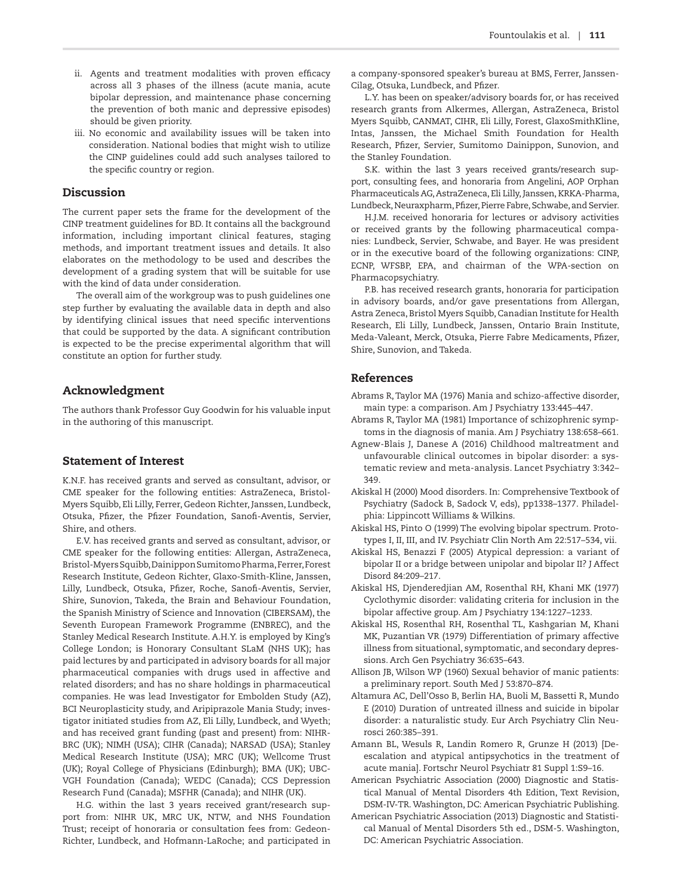- ii. Agents and treatment modalities with proven efficacy across all 3 phases of the illness (acute mania, acute bipolar depression, and maintenance phase concerning the prevention of both manic and depressive episodes) should be given priority.
- iii. No economic and availability issues will be taken into consideration. National bodies that might wish to utilize the CINP guidelines could add such analyses tailored to the specific country or region.

## Discussion

The current paper sets the frame for the development of the CINP treatment guidelines for BD. It contains all the background information, including important clinical features, staging methods, and important treatment issues and details. It also elaborates on the methodology to be used and describes the development of a grading system that will be suitable for use with the kind of data under consideration.

The overall aim of the workgroup was to push guidelines one step further by evaluating the available data in depth and also by identifying clinical issues that need specific interventions that could be supported by the data. A significant contribution is expected to be the precise experimental algorithm that will constitute an option for further study.

## Acknowledgment

The authors thank Professor Guy Goodwin for his valuable input in the authoring of this manuscript.

## Statement of Interest

K.N.F. has received grants and served as consultant, advisor, or CME speaker for the following entities: AstraZeneca, Bristol-Myers Squibb, Eli Lilly, Ferrer, Gedeon Richter, Janssen, Lundbeck, Otsuka, Pfizer, the Pfizer Foundation, Sanofi-Aventis, Servier, Shire, and others.

E.V. has received grants and served as consultant, advisor, or CME speaker for the following entities: Allergan, AstraZeneca, Bristol-Myers Squibb, Dainippon Sumitomo Pharma, Ferrer, Forest Research Institute, Gedeon Richter, Glaxo-Smith-Kline, Janssen, Lilly, Lundbeck, Otsuka, Pfizer, Roche, Sanofi-Aventis, Servier, Shire, Sunovion, Takeda, the Brain and Behaviour Foundation, the Spanish Ministry of Science and Innovation (CIBERSAM), the Seventh European Framework Programme (ENBREC), and the Stanley Medical Research Institute. A.H.Y. is employed by King's College London; is Honorary Consultant SLaM (NHS UK); has paid lectures by and participated in advisory boards for all major pharmaceutical companies with drugs used in affective and related disorders; and has no share holdings in pharmaceutical companies. He was lead Investigator for Embolden Study (AZ), BCI Neuroplasticity study, and Aripiprazole Mania Study; investigator initiated studies from AZ, Eli Lilly, Lundbeck, and Wyeth; and has received grant funding (past and present) from: NIHR-BRC (UK); NIMH (USA); CIHR (Canada); NARSAD (USA); Stanley Medical Research Institute (USA); MRC (UK); Wellcome Trust (UK); Royal College of Physicians (Edinburgh); BMA (UK); UBC-VGH Foundation (Canada); WEDC (Canada); CCS Depression Research Fund (Canada); MSFHR (Canada); and NIHR (UK).

H.G. within the last 3 years received grant/research support from: NIHR UK, MRC UK, NTW, and NHS Foundation Trust; receipt of honoraria or consultation fees from: Gedeon-Richter, Lundbeck, and Hofmann-LaRoche; and participated in a company-sponsored speaker's bureau at BMS, Ferrer, Janssen-Cilag, Otsuka, Lundbeck, and Pfizer.

L.Y. has been on speaker/advisory boards for, or has received research grants from Alkermes, Allergan, AstraZeneca, Bristol Myers Squibb, CANMAT, CIHR, Eli Lilly, Forest, GlaxoSmithKline, Intas, Janssen, the Michael Smith Foundation for Health Research, Pfizer, Servier, Sumitomo Dainippon, Sunovion, and the Stanley Foundation.

S.K. within the last 3 years received grants/research support, consulting fees, and honoraria from Angelini, AOP Orphan Pharmaceuticals AG, AstraZeneca, Eli Lilly, Janssen, KRKA-Pharma, Lundbeck, Neuraxpharm, Pfizer, Pierre Fabre, Schwabe, and Servier.

H.J.M. received honoraria for lectures or advisory activities or received grants by the following pharmaceutical companies: Lundbeck, Servier, Schwabe, and Bayer. He was president or in the executive board of the following organizations: CINP, ECNP, WFSBP, EPA, and chairman of the WPA-section on Pharmacopsychiatry.

P.B. has received research grants, honoraria for participation in advisory boards, and/or gave presentations from Allergan, Astra Zeneca, Bristol Myers Squibb, Canadian Institute for Health Research, Eli Lilly, Lundbeck, Janssen, Ontario Brain Institute, Meda-Valeant, Merck, Otsuka, Pierre Fabre Medicaments, Pfizer, Shire, Sunovion, and Takeda.

## References

Abrams R, Taylor MA (1976) Mania and schizo-affective disorder, main type: a comparison. Am J Psychiatry 133:445–447.

Abrams R, Taylor MA (1981) Importance of schizophrenic symptoms in the diagnosis of mania. Am J Psychiatry 138:658–661.

Agnew-Blais J, Danese A (2016) Childhood maltreatment and unfavourable clinical outcomes in bipolar disorder: a systematic review and meta-analysis. Lancet Psychiatry 3:342–349.

Akiskal H (2000) Mood disorders. In: Comprehensive Textbook of Psychiatry (Sadock B, Sadock V, eds), pp1338–1377. Philadelphia: Lippincott Williams & Wilkins.

Akiskal HS, Pinto O (1999) The evolving bipolar spectrum. Prototypes I, II, III, and IV. Psychiatr Clin North Am 22:517–534, vii.

Akiskal HS, Benazzi F (2005) Atypical depression: a variant of bipolar II or a bridge between unipolar and bipolar II? J Affect Disord 84:209–217.

Akiskal HS, Djenderedjian AM, Rosenthal RH, Khani MK (1977) Cyclothymic disorder: validating criteria for inclusion in the bipolar affective group. Am J Psychiatry 134:1227–1233.

Akiskal HS, Rosenthal RH, Rosenthal TL, Kashgarian M, Khani MK, Puzantian VR (1979) Differentiation of primary affective illness from situational, symptomatic, and secondary depressions. Arch Gen Psychiatry 36:635–643.

Allison JB, Wilson WP (1960) Sexual behavior of manic patients: a preliminary report. South Med J 53:870–874.

Altamura AC, Dell'Osso B, Berlin HA, Buoli M, Bassetti R, Mundo E (2010) Duration of untreated illness and suicide in bipolar disorder: a naturalistic study. Eur Arch Psychiatry Clin Neurosci 260:385–391.

Amann BL, Wesuls R, Landin Romero R, Grunze H (2013) [Deescalation and atypical antipsychotics in the treatment of acute mania]. Fortschr Neurol Psychiatr 81 Suppl 1:S9–16.

American Psychiatric Association (2000) Diagnostic and Statistical Manual of Mental Disorders 4th Edition, Text Revision, DSM-IV-TR. Washington, DC: American Psychiatric Publishing.

American Psychiatric Association (2013) Diagnostic and Statistical Manual of Mental Disorders 5th ed., DSM-5. Washington, DC: American Psychiatric Association.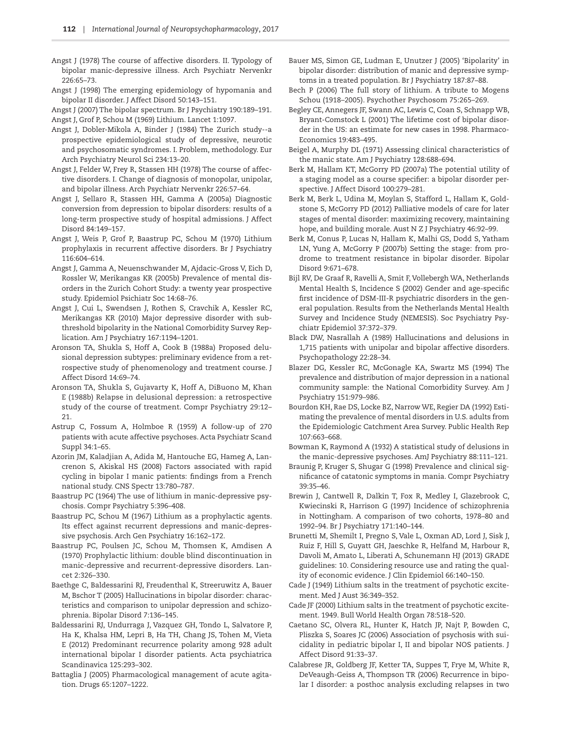Angst J (1978) The course of affective disorders. II. Typology of bipolar manic-depressive illness. Arch Psychiatr Nervenkr 226:65–73.

Angst J (1998) The emerging epidemiology of hypomania and bipolar II disorder. J Affect Disord 50:143–151.

Angst J (2007) The bipolar spectrum. Br J Psychiatry 190:189–191.

Angst J, Grof P, Schou M (1969) Lithium. Lancet 1:1097.

Angst J, Dobler-Mikola A, Binder J (1984) The Zurich study--a prospective epidemiological study of depressive, neurotic and psychosomatic syndromes. I. Problem, methodology. Eur Arch Psychiatry Neurol Sci 234:13–20.

Angst J, Felder W, Frey R, Stassen HH (1978) The course of affective disorders. I. Change of diagnosis of monopolar, unipolar, and bipolar illness. Arch Psychiatr Nervenkr 226:57–64.

Angst J, Sellaro R, Stassen HH, Gamma A (2005a) Diagnostic conversion from depression to bipolar disorders: results of a long-term prospective study of hospital admissions. J Affect Disord 84:149–157.

Angst J, Weis P, Grof P, Baastrup PC, Schou M (1970) Lithium prophylaxis in recurrent affective disorders. Br J Psychiatry 116:604–614.

Angst J, Gamma A, Neuenschwander M, Ajdacic-Gross V, Eich D, Rossler W, Merikangas KR (2005b) Prevalence of mental disorders in the Zurich Cohort Study: a twenty year prospective study. Epidemiol Psichiatr Soc 14:68–76.

Angst J, Cui L, Swendsen J, Rothen S, Cravchik A, Kessler RC, Merikangas KR (2010) Major depressive disorder with subthreshold bipolarity in the National Comorbidity Survey Replication. Am J Psychiatry 167:1194–1201.

Aronson TA, Shukla S, Hoff A, Cook B (1988a) Proposed delusional depression subtypes: preliminary evidence from a retrospective study of phenomenology and treatment course. J Affect Disord 14:69–74.

Aronson TA, Shukla S, Gujavarty K, Hoff A, DiBuono M, Khan E (1988b) Relapse in delusional depression: a retrospective study of the course of treatment. Compr Psychiatry 29:12–21.

Astrup C, Fossum A, Holmboe R (1959) A follow-up of 270 patients with acute affective psychoses. Acta Psychiatr Scand Suppl 34:1–65.

Azorin JM, Kaladjian A, Adida M, Hantouche EG, Hameg A, Lancrenon S, Akiskal HS (2008) Factors associated with rapid cycling in bipolar I manic patients: findings from a French national study. CNS Spectr 13:780–787.

Baastrup PC (1964) The use of lithium in manic-depressive psychosis. Compr Psychiatry 5:396–408.

Baastrup PC, Schou M (1967) Lithium as a prophylactic agents. Its effect against recurrent depressions and manic-depressive psychosis. Arch Gen Psychiatry 16:162–172.

Baastrup PC, Poulsen JC, Schou M, Thomsen K, Amdisen A (1970) Prophylactic lithium: double blind discontinuation in manic-depressive and recurrent-depressive disorders. Lancet 2:326–330.

Baethge C, Baldessarini RJ, Freudenthal K, Streeruwitz A, Bauer M, Bschor T (2005) Hallucinations in bipolar disorder: characteristics and comparison to unipolar depression and schizophrenia. Bipolar Disord 7:136–145.

Baldessarini RJ, Undurraga J, Vazquez GH, Tondo L, Salvatore P, Ha K, Khalsa HM, Lepri B, Ha TH, Chang JS, Tohen M, Vieta E (2012) Predominant recurrence polarity among 928 adult international bipolar I disorder patients. Acta psychiatrica Scandinavica 125:293–302.

Battaglia J (2005) Pharmacological management of acute agitation. Drugs 65:1207–1222.

Bauer MS, Simon GE, Ludman E, Unutzer J (2005) 'Bipolarity' in bipolar disorder: distribution of manic and depressive symptoms in a treated population. Br J Psychiatry 187:87–88.

Bech P (2006) The full story of lithium. A tribute to Mogens Schou (1918–2005). Psychother Psychosom 75:265–269.

Begley CE, Annegers JF, Swann AC, Lewis C, Coan S, Schnapp WB, Bryant-Comstock L (2001) The lifetime cost of bipolar disorder in the US: an estimate for new cases in 1998. Pharmaco-Economics 19:483–495.

Beigel A, Murphy DL (1971) Assessing clinical characteristics of the manic state. Am J Psychiatry 128:688–694.

Berk M, Hallam KT, McGorry PD (2007a) The potential utility of a staging model as a course specifier: a bipolar disorder perspective. J Affect Disord 100:279–281.

Berk M, Berk L, Udina M, Moylan S, Stafford L, Hallam K, Goldstone S, McGorry PD (2012) Palliative models of care for later stages of mental disorder: maximizing recovery, maintaining hope, and building morale. Aust N Z J Psychiatry 46:92–99.

Berk M, Conus P, Lucas N, Hallam K, Malhi GS, Dodd S, Yatham LN, Yung A, McGorry P (2007b) Setting the stage: from prodrome to treatment resistance in bipolar disorder. Bipolar Disord 9:671–678.

Bijl RV, De Graaf R, Ravelli A, Smit F, Vollebergh WA, Netherlands Mental Health S, Incidence S (2002) Gender and age-specific first incidence of DSM-III-R psychiatric disorders in the general population. Results from the Netherlands Mental Health Survey and Incidence Study (NEMESIS). Soc Psychiatry Psychiatr Epidemiol 37:372–379.

Black DW, Nasrallah A (1989) Hallucinations and delusions in 1,715 patients with unipolar and bipolar affective disorders. Psychopathology 22:28–34.

Blazer DG, Kessler RC, McGonagle KA, Swartz MS (1994) The prevalence and distribution of major depression in a national community sample: the National Comorbidity Survey. Am J Psychiatry 151:979–986.

Bourdon KH, Rae DS, Locke BZ, Narrow WE, Regier DA (1992) Estimating the prevalence of mental disorders in U.S. adults from the Epidemiologic Catchment Area Survey. Public Health Rep 107:663–668.

Bowman K, Raymond A (1932) A statistical study of delusions in the manic-depressive psychoses. AmJ Psychiatry 88:111–121.

Braunig P, Kruger S, Shugar G (1998) Prevalence and clinical significance of catatonic symptoms in mania. Compr Psychiatry 39:35–46.

Brewin J, Cantwell R, Dalkin T, Fox R, Medley I, Glazebrook C, Kwiecinski R, Harrison G (1997) Incidence of schizophrenia in Nottingham. A comparison of two cohorts, 1978–80 and 1992–94. Br J Psychiatry 171:140–144.

Brunetti M, Shemilt I, Pregno S, Vale L, Oxman AD, Lord J, Sisk J, Ruiz F, Hill S, Guyatt GH, Jaeschke R, Helfand M, Harbour R, Davoli M, Amato L, Liberati A, Schunemann HJ (2013) GRADE guidelines: 10. Considering resource use and rating the quality of economic evidence. J Clin Epidemiol 66:140–150.

Cade J (1949) Lithium salts in the treatment of psychotic excitement. Med J Aust 36:349–352.

Cade JF (2000) Lithium salts in the treatment of psychotic excitement. 1949. Bull World Health Organ 78:518–520.

Caetano SC, Olvera RL, Hunter K, Hatch JP, Najt P, Bowden C, Pliszka S, Soares JC (2006) Association of psychosis with suicidality in pediatric bipolar I, II and bipolar NOS patients. J Affect Disord 91:33–37.

Calabrese JR, Goldberg JF, Ketter TA, Suppes T, Frye M, White R, DeVeaugh-Geiss A, Thompson TR (2006) Recurrence in bipolar I disorder: a posthoc analysis excluding relapses in two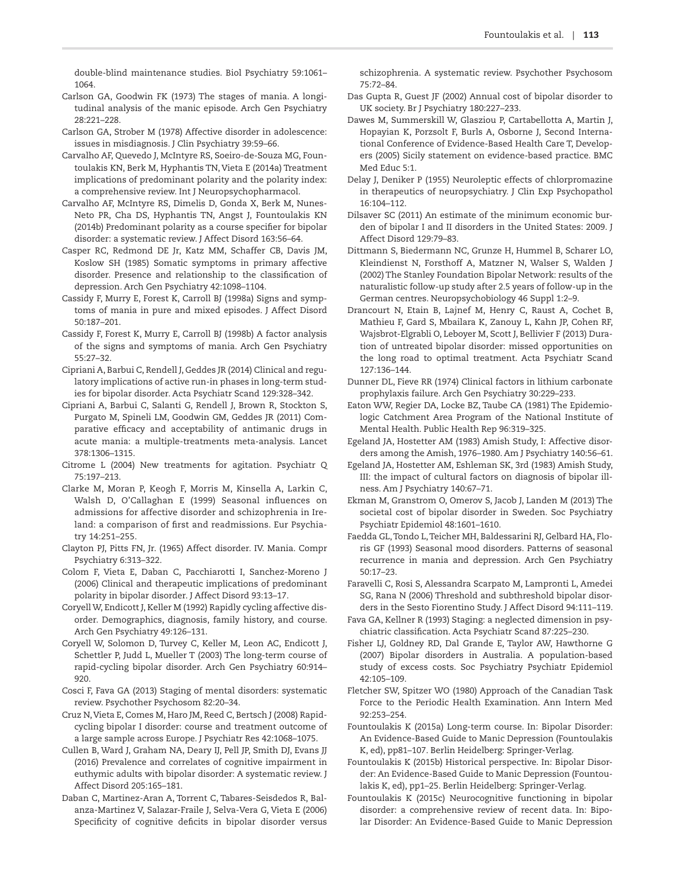double-blind maintenance studies. Biol Psychiatry 59:1061–1064.

Carlson GA, Goodwin FK (1973) The stages of mania. A longitudinal analysis of the manic episode. Arch Gen Psychiatry 28:221–228.

Carlson GA, Strober M (1978) Affective disorder in adolescence: issues in misdiagnosis. J Clin Psychiatry 39:59–66.

Carvalho AF, Quevedo J, McIntyre RS, Soeiro-de-Souza MG, Fountoulakis KN, Berk M, Hyphantis TN, Vieta E (2014a) Treatment implications of predominant polarity and the polarity index: a comprehensive review. Int J Neuropsychopharmacol.

Carvalho AF, McIntyre RS, Dimelis D, Gonda X, Berk M, Nunes-Neto PR, Cha DS, Hyphantis TN, Angst J, Fountoulakis KN (2014b) Predominant polarity as a course specifier for bipolar disorder: a systematic review. J Affect Disord 163:56–64.

Casper RC, Redmond DE Jr, Katz MM, Schaffer CB, Davis JM, Koslow SH (1985) Somatic symptoms in primary affective disorder. Presence and relationship to the classification of depression. Arch Gen Psychiatry 42:1098–1104.

Cassidy F, Murry E, Forest K, Carroll BJ (1998a) Signs and symptoms of mania in pure and mixed episodes. J Affect Disord 50:187–201.

Cassidy F, Forest K, Murry E, Carroll BJ (1998b) A factor analysis of the signs and symptoms of mania. Arch Gen Psychiatry 55:27–32.

Cipriani A, Barbui C, Rendell J, Geddes JR (2014) Clinical and regulatory implications of active run-in phases in long-term studies for bipolar disorder. Acta Psychiatr Scand 129:328–342.

Cipriani A, Barbui C, Salanti G, Rendell J, Brown R, Stockton S, Purgato M, Spineli LM, Goodwin GM, Geddes JR (2011) Comparative efficacy and acceptability of antimanic drugs in acute mania: a multiple-treatments meta-analysis. Lancet 378:1306–1315.

Citrome L (2004) New treatments for agitation. Psychiatr Q 75:197–213.

Clarke M, Moran P, Keogh F, Morris M, Kinsella A, Larkin C, Walsh D, O'Callaghan E (1999) Seasonal influences on admissions for affective disorder and schizophrenia in Ireland: a comparison of first and readmissions. Eur Psychiatry 14:251–255.

Clayton PJ, Pitts FN, Jr. (1965) Affect disorder. IV. Mania. Compr Psychiatry 6:313–322.

Colom F, Vieta E, Daban C, Pacchiarotti I, Sanchez-Moreno J (2006) Clinical and therapeutic implications of predominant polarity in bipolar disorder. J Affect Disord 93:13–17.

Coryell W, Endicott J, Keller M (1992) Rapidly cycling affective disorder. Demographics, diagnosis, family history, and course. Arch Gen Psychiatry 49:126–131.

Coryell W, Solomon D, Turvey C, Keller M, Leon AC, Endicott J, Schettler P, Judd L, Mueller T (2003) The long-term course of rapid-cycling bipolar disorder. Arch Gen Psychiatry 60:914–920.

Cosci F, Fava GA (2013) Staging of mental disorders: systematic review. Psychother Psychosom 82:20–34.

Cruz N, Vieta E, Comes M, Haro JM, Reed C, Bertsch J (2008) Rapid-cycling bipolar I disorder: course and treatment outcome of a large sample across Europe. J Psychiatr Res 42:1068–1075.

Cullen B, Ward J, Graham NA, Deary IJ, Pell JP, Smith DJ, Evans JJ (2016) Prevalence and correlates of cognitive impairment in euthymic adults with bipolar disorder: A systematic review. J Affect Disord 205:165–181.

Daban C, Martinez-Aran A, Torrent C, Tabares-Seisdedos R, Balanza-Martinez V, Salazar-Fraile J, Selva-Vera G, Vieta E (2006) Specificity of cognitive deficits in bipolar disorder versus schizophrenia. A systematic review. Psychother Psychosom 75:72–84.

Das Gupta R, Guest JF (2002) Annual cost of bipolar disorder to UK society. Br J Psychiatry 180:227–233.

Dawes M, Summerskill W, Glasziou P, Cartabellotta A, Martin J, Hopayian K, Porzsolt F, Burls A, Osborne J, Second International Conference of Evidence-Based Health Care T, Developers (2005) Sicily statement on evidence-based practice. BMC Med Educ 5:1.

Delay J, Deniker P (1955) Neuroleptic effects of chlorpromazine in therapeutics of neuropsychiatry. J Clin Exp Psychopathol 16:104–112.

Dilsaver SC (2011) An estimate of the minimum economic burden of bipolar I and II disorders in the United States: 2009. J Affect Disord 129:79–83.

Dittmann S, Biedermann NC, Grunze H, Hummel B, Scharer LO, Kleindienst N, Forsthoff A, Matzner N, Walser S, Walden J (2002) The Stanley Foundation Bipolar Network: results of the naturalistic follow-up study after 2.5 years of follow-up in the German centres. Neuropsychobiology 46 Suppl 1:2–9.

Drancourt N, Etain B, Lajnef M, Henry C, Raust A, Cochet B, Mathieu F, Gard S, Mbailara K, Zanouy L, Kahn JP, Cohen RF, Wajsbrot-Elgrabli O, Leboyer M, Scott J, Bellivier F (2013) Duration of untreated bipolar disorder: missed opportunities on the long road to optimal treatment. Acta Psychiatr Scand 127:136–144.

Dunner DL, Fieve RR (1974) Clinical factors in lithium carbonate prophylaxis failure. Arch Gen Psychiatry 30:229–233.

Eaton WW, Regier DA, Locke BZ, Taube CA (1981) The Epidemiologic Catchment Area Program of the National Institute of Mental Health. Public Health Rep 96:319–325.

Egeland JA, Hostetter AM (1983) Amish Study, I: Affective disorders among the Amish, 1976–1980. Am J Psychiatry 140:56–61.

Egeland JA, Hostetter AM, Eshleman SK, 3rd (1983) Amish Study, III: the impact of cultural factors on diagnosis of bipolar illness. Am J Psychiatry 140:67–71.

Ekman M, Granstrom O, Omerov S, Jacob J, Landen M (2013) The societal cost of bipolar disorder in Sweden. Soc Psychiatry Psychiatr Epidemiol 48:1601–1610.

Faedda GL, Tondo L, Teicher MH, Baldessarini RJ, Gelbard HA, Floris GF (1993) Seasonal mood disorders. Patterns of seasonal recurrence in mania and depression. Arch Gen Psychiatry 50:17–23.

Faravelli C, Rosi S, Alessandra Scarpato M, Lampronti L, Amedei SG, Rana N (2006) Threshold and subthreshold bipolar disorders in the Sesto Fiorentino Study. J Affect Disord 94:111–119.

Fava GA, Kellner R (1993) Staging: a neglected dimension in psychiatric classification. Acta Psychiatr Scand 87:225–230.

Fisher LJ, Goldney RD, Dal Grande E, Taylor AW, Hawthorne G (2007) Bipolar disorders in Australia. A population-based study of excess costs. Soc Psychiatry Psychiatr Epidemiol 42:105–109.

Fletcher SW, Spitzer WO (1980) Approach of the Canadian Task Force to the Periodic Health Examination. Ann Intern Med 92:253–254.

Fountoulakis K (2015a) Long-term course. In: Bipolar Disorder: An Evidence-Based Guide to Manic Depression (Fountoulakis K, ed), pp81–107. Berlin Heidelberg: Springer-Verlag.

Fountoulakis K (2015b) Historical perspective. In: Bipolar Disorder: An Evidence-Based Guide to Manic Depression (Fountoulakis K, ed), pp1–25. Berlin Heidelberg: Springer-Verlag.

Fountoulakis K (2015c) Neurocognitive functioning in bipolar disorder: a comprehensive review of recent data. In: Bipolar Disorder: An Evidence-Based Guide to Manic Depression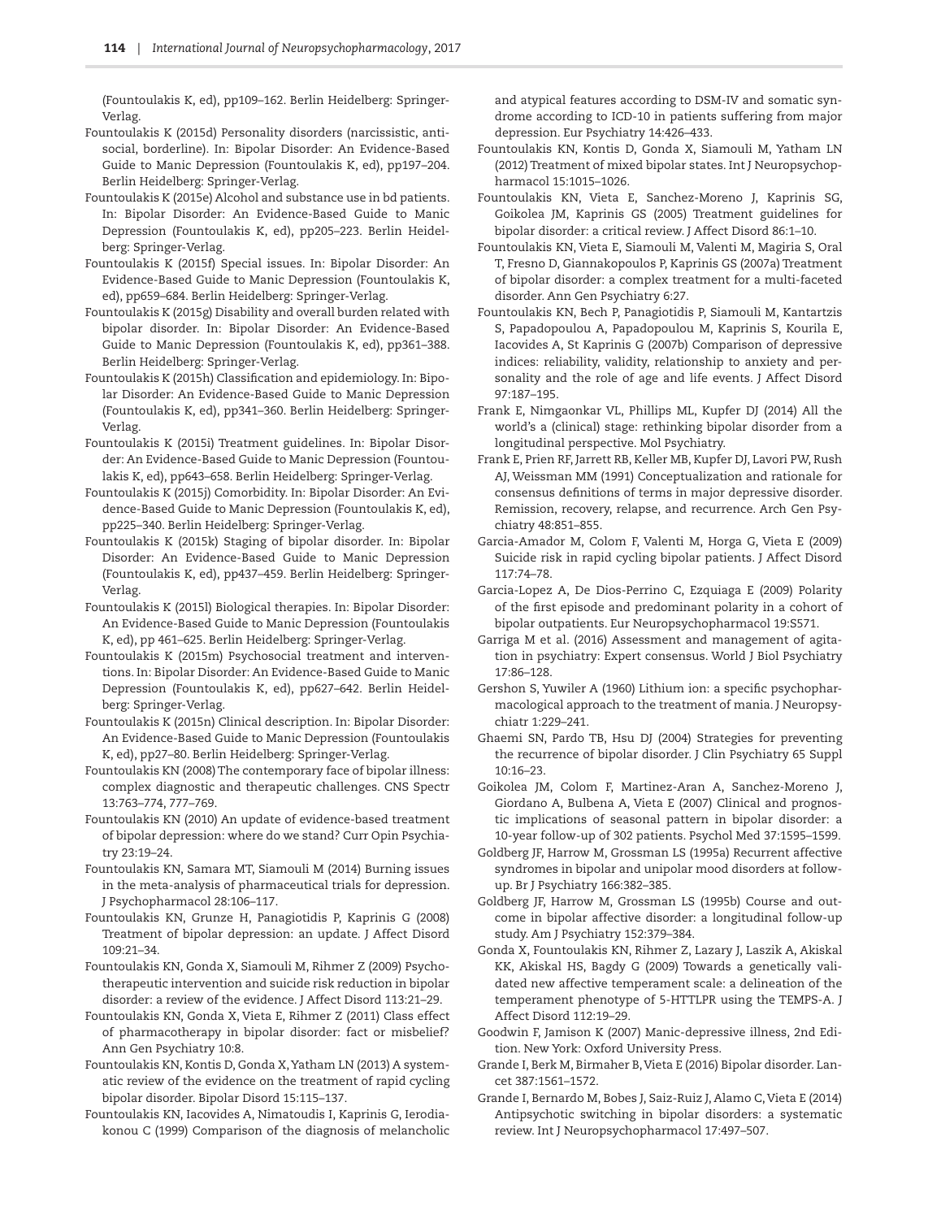(Fountoulakis K, ed), pp109–162. Berlin Heidelberg: Springer-Verlag.

Fountoulakis K (2015d) Personality disorders (narcissistic, antisocial, borderline). In: Bipolar Disorder: An Evidence-Based Guide to Manic Depression (Fountoulakis K, ed), pp197–204. Berlin Heidelberg: Springer-Verlag.

Fountoulakis K (2015e) Alcohol and substance use in bd patients. In: Bipolar Disorder: An Evidence-Based Guide to Manic Depression (Fountoulakis K, ed), pp205–223. Berlin Heidelberg: Springer-Verlag.

Fountoulakis K (2015f) Special issues. In: Bipolar Disorder: An Evidence-Based Guide to Manic Depression (Fountoulakis K, ed), pp659–684. Berlin Heidelberg: Springer-Verlag.

Fountoulakis K (2015g) Disability and overall burden related with bipolar disorder. In: Bipolar Disorder: An Evidence-Based Guide to Manic Depression (Fountoulakis K, ed), pp361–388. Berlin Heidelberg: Springer-Verlag.

Fountoulakis K (2015h) Classification and epidemiology. In: Bipolar Disorder: An Evidence-Based Guide to Manic Depression (Fountoulakis K, ed), pp341–360. Berlin Heidelberg: Springer-Verlag.

Fountoulakis K (2015i) Treatment guidelines. In: Bipolar Disorder: An Evidence-Based Guide to Manic Depression (Fountoulakis K, ed), pp643–658. Berlin Heidelberg: Springer-Verlag.

Fountoulakis K (2015j) Comorbidity. In: Bipolar Disorder: An Evidence-Based Guide to Manic Depression (Fountoulakis K, ed), pp225–340. Berlin Heidelberg: Springer-Verlag.

Fountoulakis K (2015k) Staging of bipolar disorder. In: Bipolar Disorder: An Evidence-Based Guide to Manic Depression (Fountoulakis K, ed), pp437–459. Berlin Heidelberg: Springer-Verlag.

Fountoulakis K (2015l) Biological therapies. In: Bipolar Disorder: An Evidence-Based Guide to Manic Depression (Fountoulakis K, ed), pp 461–625. Berlin Heidelberg: Springer-Verlag.

Fountoulakis K (2015m) Psychosocial treatment and interventions. In: Bipolar Disorder: An Evidence-Based Guide to Manic Depression (Fountoulakis K, ed), pp627–642. Berlin Heidelberg: Springer-Verlag.

Fountoulakis K (2015n) Clinical description. In: Bipolar Disorder: An Evidence-Based Guide to Manic Depression (Fountoulakis K, ed), pp27–80. Berlin Heidelberg: Springer-Verlag.

Fountoulakis KN (2008) The contemporary face of bipolar illness: complex diagnostic and therapeutic challenges. CNS Spectr 13:763–774, 777–769.

Fountoulakis KN (2010) An update of evidence-based treatment of bipolar depression: where do we stand? Curr Opin Psychiatry 23:19–24.

Fountoulakis KN, Samara MT, Siamouli M (2014) Burning issues in the meta-analysis of pharmaceutical trials for depression. J Psychopharmacol 28:106–117.

Fountoulakis KN, Grunze H, Panagiotidis P, Kaprinis G (2008) Treatment of bipolar depression: an update. J Affect Disord 109:21–34.

Fountoulakis KN, Gonda X, Siamouli M, Rihmer Z (2009) Psychotherapeutic intervention and suicide risk reduction in bipolar disorder: a review of the evidence. J Affect Disord 113:21–29.

Fountoulakis KN, Gonda X, Vieta E, Rihmer Z (2011) Class effect of pharmacotherapy in bipolar disorder: fact or misbelief? Ann Gen Psychiatry 10:8.

Fountoulakis KN, Kontis D, Gonda X, Yatham LN (2013) A systematic review of the evidence on the treatment of rapid cycling bipolar disorder. Bipolar Disord 15:115–137.

Fountoulakis KN, Iacovides A, Nimatoudis I, Kaprinis G, Ierodiakonou C (1999) Comparison of the diagnosis of melancholic and atypical features according to DSM-IV and somatic syndrome according to ICD-10 in patients suffering from major depression. Eur Psychiatry 14:426–433.

Fountoulakis KN, Kontis D, Gonda X, Siamouli M, Yatham LN (2012) Treatment of mixed bipolar states. Int J Neuropsychopharmacol 15:1015–1026.

Fountoulakis KN, Vieta E, Sanchez-Moreno J, Kaprinis SG, Goikolea JM, Kaprinis GS (2005) Treatment guidelines for bipolar disorder: a critical review. J Affect Disord 86:1–10.

Fountoulakis KN, Vieta E, Siamouli M, Valenti M, Magiria S, Oral T, Fresno D, Giannakopoulos P, Kaprinis GS (2007a) Treatment of bipolar disorder: a complex treatment for a multi-faceted disorder. Ann Gen Psychiatry 6:27.

Fountoulakis KN, Bech P, Panagiotidis P, Siamouli M, Kantartzis S, Papadopoulou A, Papadopoulou M, Kaprinis S, Kourila E, Iacovides A, St Kaprinis G (2007b) Comparison of depressive indices: reliability, validity, relationship to anxiety and personality and the role of age and life events. J Affect Disord 97:187–195.

Frank E, Nimgaonkar VL, Phillips ML, Kupfer DJ (2014) All the world's a (clinical) stage: rethinking bipolar disorder from a longitudinal perspective. Mol Psychiatry.

Frank E, Prien RF, Jarrett RB, Keller MB, Kupfer DJ, Lavori PW, Rush AJ, Weissman MM (1991) Conceptualization and rationale for consensus definitions of terms in major depressive disorder. Remission, recovery, relapse, and recurrence. Arch Gen Psychiatry 48:851–855.

Garcia-Amador M, Colom F, Valenti M, Horga G, Vieta E (2009) Suicide risk in rapid cycling bipolar patients. J Affect Disord 117:74–78.

Garcia-Lopez A, De Dios-Perrino C, Ezquiaga E (2009) Polarity of the first episode and predominant polarity in a cohort of bipolar outpatients. Eur Neuropsychopharmacol 19:S571.

Garriga M et al. (2016) Assessment and management of agitation in psychiatry: Expert consensus. World J Biol Psychiatry 17:86–128.

Gershon S, Yuwiler A (1960) Lithium ion: a specific psychopharmacological approach to the treatment of mania. J Neuropsychiatr 1:229–241.

Ghaemi SN, Pardo TB, Hsu DJ (2004) Strategies for preventing the recurrence of bipolar disorder. J Clin Psychiatry 65 Suppl 10:16–23.

Goikolea JM, Colom F, Martinez-Aran A, Sanchez-Moreno J, Giordano A, Bulbena A, Vieta E (2007) Clinical and prognostic implications of seasonal pattern in bipolar disorder: a 10-year follow-up of 302 patients. Psychol Med 37:1595–1599.

Goldberg JF, Harrow M, Grossman LS (1995a) Recurrent affective syndromes in bipolar and unipolar mood disorders at follow-up. Br J Psychiatry 166:382–385.

Goldberg JF, Harrow M, Grossman LS (1995b) Course and outcome in bipolar affective disorder: a longitudinal follow-up study. Am J Psychiatry 152:379–384.

Gonda X, Fountoulakis KN, Rihmer Z, Lazary J, Laszik A, Akiskal KK, Akiskal HS, Bagdy G (2009) Towards a genetically validated new affective temperament scale: a delineation of the temperament phenotype of 5-HTTLPR using the TEMPS-A. J Affect Disord 112:19–29.

Goodwin F, Jamison K (2007) Manic-depressive illness, 2nd Edition. New York: Oxford University Press.

Grande I, Berk M, Birmaher B, Vieta E (2016) Bipolar disorder. Lancet 387:1561–1572.

Grande I, Bernardo M, Bobes J, Saiz-Ruiz J, Alamo C, Vieta E (2014) Antipsychotic switching in bipolar disorders: a systematic review. Int J Neuropsychopharmacol 17:497–507.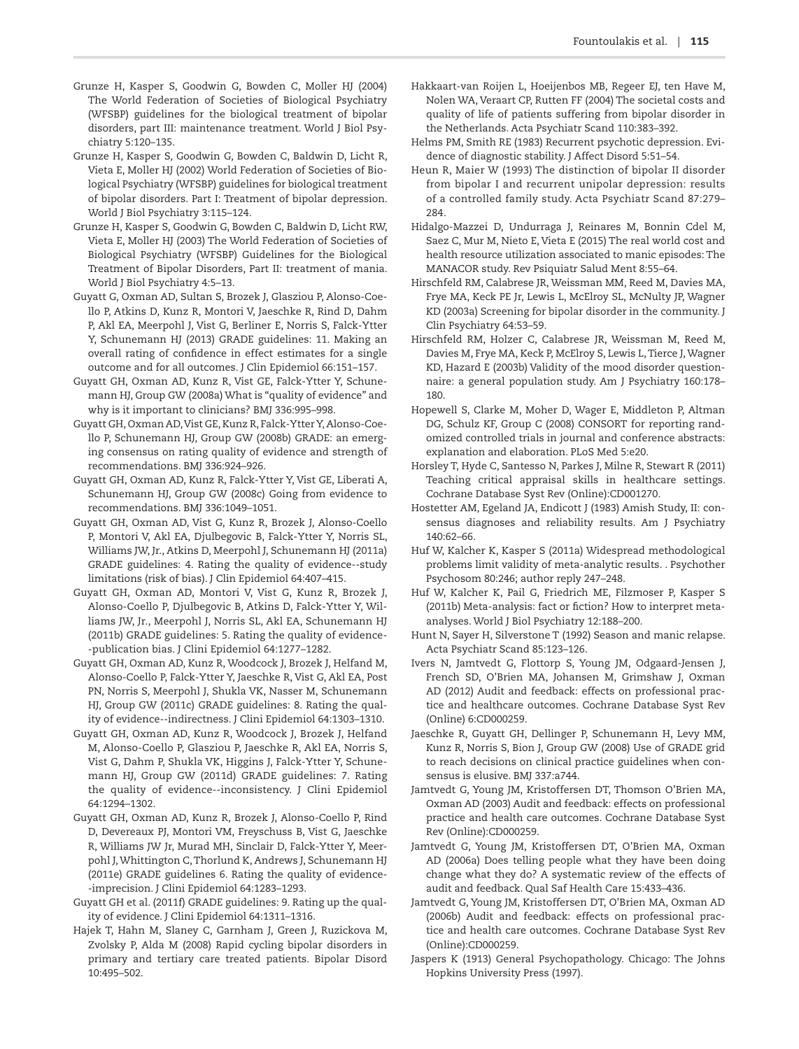Grunze H, Kasper S, Goodwin G, Bowden C, Moller HJ (2004) The World Federation of Societies of Biological Psychiatry (WFSBP) guidelines for the biological treatment of bipolar disorders, part III: maintenance treatment. World J Biol Psychiatry 5:120–135.

Grunze H, Kasper S, Goodwin G, Bowden C, Baldwin D, Licht R, Vieta E, Moller HJ (2002) World Federation of Societies of Biological Psychiatry (WFSBP) guidelines for biological treatment of bipolar disorders. Part I: Treatment of bipolar depression. World J Biol Psychiatry 3:115–124.

Grunze H, Kasper S, Goodwin G, Bowden C, Baldwin D, Licht RW, Vieta E, Moller HJ (2003) The World Federation of Societies of Biological Psychiatry (WFSBP) Guidelines for the Biological Treatment of Bipolar Disorders, Part II: treatment of mania. World J Biol Psychiatry 4:5–13.

Guyatt G, Oxman AD, Sultan S, Brozek J, Glasziou P, Alonso-Coello P, Atkins D, Kunz R, Montori V, Jaeschke R, Rind D, Dahm P, Akl EA, Meerpohl J, Vist G, Berliner E, Norris S, Falck-Ytter Y, Schunemann HJ (2013) GRADE guidelines: 11. Making an overall rating of confidence in effect estimates for a single outcome and for all outcomes. J Clin Epidemiol 66:151–157.

Guyatt GH, Oxman AD, Kunz R, Vist GE, Falck-Ytter Y, Schunemann HJ, Group GW (2008a) What is "quality of evidence" and why is it important to clinicians? BMJ 336:995–998.

Guyatt GH, Oxman AD, Vist GE, Kunz R, Falck-Ytter Y, Alonso-Coello P, Schunemann HJ, Group GW (2008b) GRADE: an emerging consensus on rating quality of evidence and strength of recommendations. BMJ 336:924–926.

Guyatt GH, Oxman AD, Kunz R, Falck-Ytter Y, Vist GE, Liberati A, Schunemann HJ, Group GW (2008c) Going from evidence to recommendations. BMJ 336:1049–1051.

Guyatt GH, Oxman AD, Vist G, Kunz R, Brozek J, Alonso-Coello P, Montori V, Akl EA, Djulbegovic B, Falck-Ytter Y, Norris SL, Williams JW, Jr., Atkins D, Meerpohl J, Schunemann HJ (2011a) GRADE guidelines: 4. Rating the quality of evidence--study limitations (risk of bias). J Clin Epidemiol 64:407–415.

Guyatt GH, Oxman AD, Montori V, Vist G, Kunz R, Brozek J, Alonso-Coello P, Djulbegovic B, Atkins D, Falck-Ytter Y, Williams JW, Jr., Meerpohl J, Norris SL, Akl EA, Schunemann HJ (2011b) GRADE guidelines: 5. Rating the quality of evidence--publication bias. J Clini Epidemiol 64:1277–1282.

Guyatt GH, Oxman AD, Kunz R, Woodcock J, Brozek J, Helfand M, Alonso-Coello P, Falck-Ytter Y, Jaeschke R, Vist G, Akl EA, Post PN, Norris S, Meerpohl J, Shukla VK, Nasser M, Schunemann HJ, Group GW (2011c) GRADE guidelines: 8. Rating the quality of evidence--indirectness. J Clini Epidemiol 64:1303–1310.

Guyatt GH, Oxman AD, Kunz R, Woodcock J, Brozek J, Helfand M, Alonso-Coello P, Glasziou P, Jaeschke R, Akl EA, Norris S, Vist G, Dahm P, Shukla VK, Higgins J, Falck-Ytter Y, Schunemann HJ, Group GW (2011d) GRADE guidelines: 7. Rating the quality of evidence--inconsistency. J Clini Epidemiol 64:1294–1302.

Guyatt GH, Oxman AD, Kunz R, Brozek J, Alonso-Coello P, Rind D, Devereaux PJ, Montori VM, Freyschuss B, Vist G, Jaeschke R, Williams JW Jr, Murad MH, Sinclair D, Falck-Ytter Y, Meerpohl J, Whittington C, Thorlund K, Andrews J, Schunemann HJ (2011e) GRADE guidelines 6. Rating the quality of evidence--imprecision. J Clini Epidemiol 64:1283–1293.

Guyatt GH et al. (2011f) GRADE guidelines: 9. Rating up the quality of evidence. J Clini Epidemiol 64:1311–1316.

Hajek T, Hahn M, Slaney C, Garnham J, Green J, Ruzickova M, Zvolsky P, Alda M (2008) Rapid cycling bipolar disorders in primary and tertiary care treated patients. Bipolar Disord 10:495–502.

Hakkaart-van Roijen L, Hoeijenbos MB, Regeer EJ, ten Have M, Nolen WA, Veraart CP, Rutten FF (2004) The societal costs and quality of life of patients suffering from bipolar disorder in the Netherlands. Acta Psychiatr Scand 110:383–392.

Helms PM, Smith RE (1983) Recurrent psychotic depression. Evidence of diagnostic stability. J Affect Disord 5:51–54.

Heun R, Maier W (1993) The distinction of bipolar II disorder from bipolar I and recurrent unipolar depression: results of a controlled family study. Acta Psychiatr Scand 87:279–284.

Hidalgo-Mazzei D, Undurraga J, Reinares M, Bonnin Cdel M, Saez C, Mur M, Nieto E, Vieta E (2015) The real world cost and health resource utilization associated to manic episodes: The MANACOR study. Rev Psiquiatr Salud Ment 8:55–64.

Hirschfeld RM, Calabrese JR, Weissman MM, Reed M, Davies MA, Frye MA, Keck PE Jr, Lewis L, McElroy SL, McNulty JP, Wagner KD (2003a) Screening for bipolar disorder in the community. J Clin Psychiatry 64:53–59.

Hirschfeld RM, Holzer C, Calabrese JR, Weissman M, Reed M, Davies M, Frye MA, Keck P, McElroy S, Lewis L, Tierce J, Wagner KD, Hazard E (2003b) Validity of the mood disorder questionnaire: a general population study. Am J Psychiatry 160:178–180.

Hopewell S, Clarke M, Moher D, Wager E, Middleton P, Altman DG, Schulz KF, Group C (2008) CONSORT for reporting randomized controlled trials in journal and conference abstracts: explanation and elaboration. PLoS Med 5:e20.

Horsley T, Hyde C, Santesso N, Parkes J, Milne R, Stewart R (2011) Teaching critical appraisal skills in healthcare settings. Cochrane Database Syst Rev (Online):CD001270.

Hostetter AM, Egeland JA, Endicott J (1983) Amish Study, II: consensus diagnoses and reliability results. Am J Psychiatry 140:62–66.

Huf W, Kalcher K, Kasper S (2011a) Widespread methodological problems limit validity of meta-analytic results. . Psychother Psychosom 80:246; author reply 247–248.

Huf W, Kalcher K, Pail G, Friedrich ME, Filzmoser P, Kasper S (2011b) Meta-analysis: fact or fiction? How to interpret meta-analyses. World J Biol Psychiatry 12:188–200.

Hunt N, Sayer H, Silverstone T (1992) Season and manic relapse. Acta Psychiatr Scand 85:123–126.

Ivers N, Jamtvedt G, Flottorp S, Young JM, Odgaard-Jensen J, French SD, O'Brien MA, Johansen M, Grimshaw J, Oxman AD (2012) Audit and feedback: effects on professional practice and healthcare outcomes. Cochrane Database Syst Rev (Online) 6:CD000259.

Jaeschke R, Guyatt GH, Dellinger P, Schunemann H, Levy MM, Kunz R, Norris S, Bion J, Group GW (2008) Use of GRADE grid to reach decisions on clinical practice guidelines when consensus is elusive. BMJ 337:a744.

Jamtvedt G, Young JM, Kristoffersen DT, Thomson O'Brien MA, Oxman AD (2003) Audit and feedback: effects on professional practice and health care outcomes. Cochrane Database Syst Rev (Online):CD000259.

Jamtvedt G, Young JM, Kristoffersen DT, O'Brien MA, Oxman AD (2006a) Does telling people what they have been doing change what they do? A systematic review of the effects of audit and feedback. Qual Saf Health Care 15:433–436.

Jamtvedt G, Young JM, Kristoffersen DT, O'Brien MA, Oxman AD (2006b) Audit and feedback: effects on professional practice and health care outcomes. Cochrane Database Syst Rev (Online):CD000259.

Jaspers K (1913) General Psychopathology. Chicago: The Johns Hopkins University Press (1997).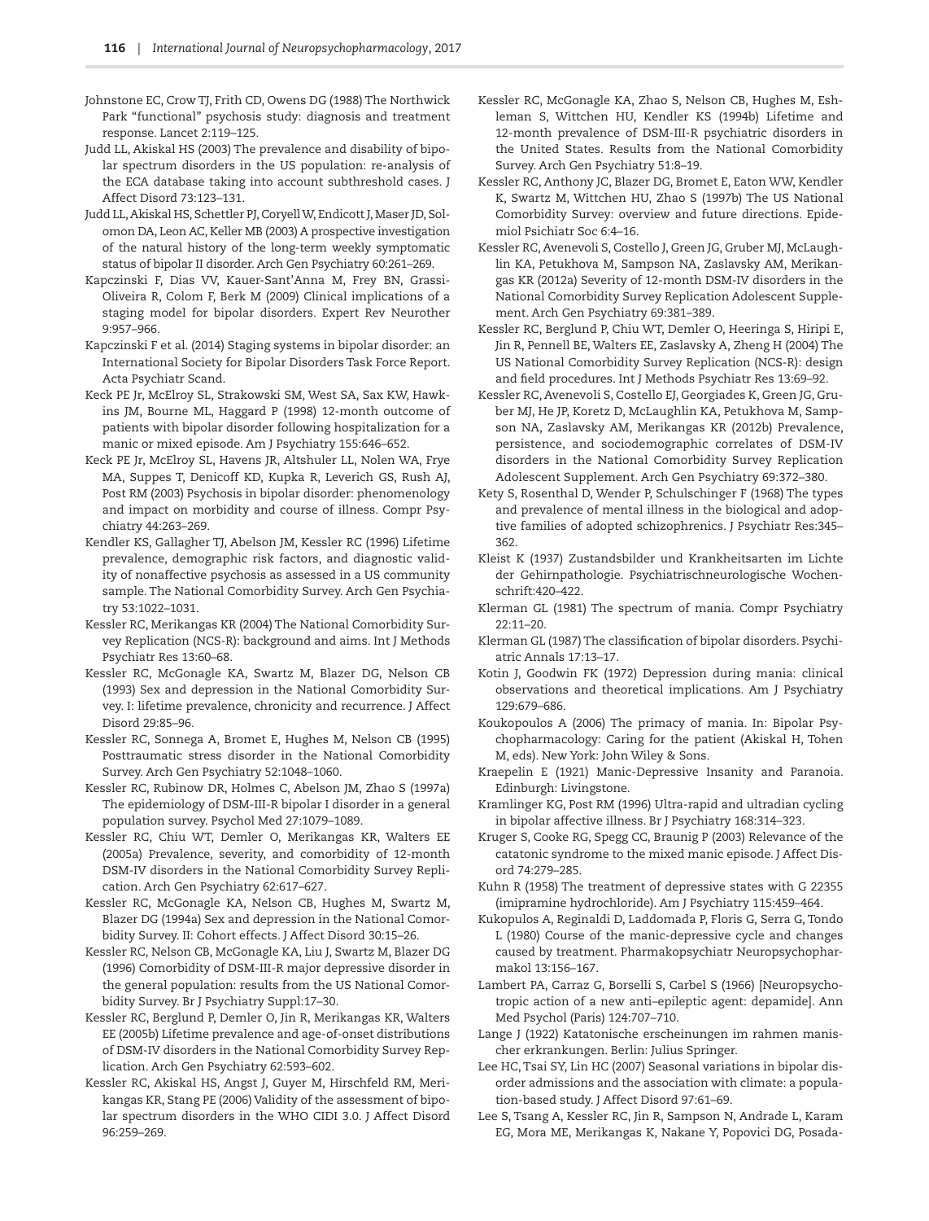Johnstone EC, Crow TJ, Frith CD, Owens DG (1988) The Northwick Park "functional" psychosis study: diagnosis and treatment response. Lancet 2:119–125.

Judd LL, Akiskal HS (2003) The prevalence and disability of bipolar spectrum disorders in the US population: re-analysis of the ECA database taking into account subthreshold cases. J Affect Disord 73:123–131.

Judd LL, Akiskal HS, Schettler PJ, Coryell W, Endicott J, Maser JD, Solomon DA, Leon AC, Keller MB (2003) A prospective investigation of the natural history of the long-term weekly symptomatic status of bipolar II disorder. Arch Gen Psychiatry 60:261–269.

Kapczinski F, Dias VV, Kauer-Sant'Anna M, Frey BN, Grassi-Oliveira R, Colom F, Berk M (2009) Clinical implications of a staging model for bipolar disorders. Expert Rev Neurother 9:957–966.

Kapczinski F et al. (2014) Staging systems in bipolar disorder: an International Society for Bipolar Disorders Task Force Report. Acta Psychiatr Scand.

Keck PE Jr, McElroy SL, Strakowski SM, West SA, Sax KW, Hawkins JM, Bourne ML, Haggard P (1998) 12-month outcome of patients with bipolar disorder following hospitalization for a manic or mixed episode. Am J Psychiatry 155:646–652.

Keck PE Jr, McElroy SL, Havens JR, Altshuler LL, Nolen WA, Frye MA, Suppes T, Denicoff KD, Kupka R, Leverich GS, Rush AJ, Post RM (2003) Psychosis in bipolar disorder: phenomenology and impact on morbidity and course of illness. Compr Psychiatry 44:263–269.

Kendler KS, Gallagher TJ, Abelson JM, Kessler RC (1996) Lifetime prevalence, demographic risk factors, and diagnostic validity of nonaffective psychosis as assessed in a US community sample. The National Comorbidity Survey. Arch Gen Psychiatry 53:1022–1031.

Kessler RC, Merikangas KR (2004) The National Comorbidity Survey Replication (NCS-R): background and aims. Int J Methods Psychiatr Res 13:60–68.

Kessler RC, McGonagle KA, Swartz M, Blazer DG, Nelson CB (1993) Sex and depression in the National Comorbidity Survey. I: lifetime prevalence, chronicity and recurrence. J Affect Disord 29:85–96.

Kessler RC, Sonnega A, Bromet E, Hughes M, Nelson CB (1995) Posttraumatic stress disorder in the National Comorbidity Survey. Arch Gen Psychiatry 52:1048–1060.

Kessler RC, Rubinow DR, Holmes C, Abelson JM, Zhao S (1997a) The epidemiology of DSM-III-R bipolar I disorder in a general population survey. Psychol Med 27:1079–1089.

Kessler RC, Chiu WT, Demler O, Merikangas KR, Walters EE (2005a) Prevalence, severity, and comorbidity of 12-month DSM-IV disorders in the National Comorbidity Survey Replication. Arch Gen Psychiatry 62:617–627.

Kessler RC, McGonagle KA, Nelson CB, Hughes M, Swartz M, Blazer DG (1994a) Sex and depression in the National Comorbidity Survey. II: Cohort effects. J Affect Disord 30:15–26.

Kessler RC, Nelson CB, McGonagle KA, Liu J, Swartz M, Blazer DG (1996) Comorbidity of DSM-III-R major depressive disorder in the general population: results from the US National Comorbidity Survey. Br J Psychiatry Suppl:17–30.

Kessler RC, Berglund P, Demler O, Jin R, Merikangas KR, Walters EE (2005b) Lifetime prevalence and age-of-onset distributions of DSM-IV disorders in the National Comorbidity Survey Replication. Arch Gen Psychiatry 62:593–602.

Kessler RC, Akiskal HS, Angst J, Guyer M, Hirschfeld RM, Merikangas KR, Stang PE (2006) Validity of the assessment of bipolar spectrum disorders in the WHO CIDI 3.0. J Affect Disord 96:259–269.

Kessler RC, McGonagle KA, Zhao S, Nelson CB, Hughes M, Eshleman S, Wittchen HU, Kendler KS (1994b) Lifetime and 12-month prevalence of DSM-III-R psychiatric disorders in the United States. Results from the National Comorbidity Survey. Arch Gen Psychiatry 51:8–19.

Kessler RC, Anthony JC, Blazer DG, Bromet E, Eaton WW, Kendler K, Swartz M, Wittchen HU, Zhao S (1997b) The US National Comorbidity Survey: overview and future directions. Epidemiol Psichiatr Soc 6:4–16.

Kessler RC, Avenevoli S, Costello J, Green JG, Gruber MJ, McLaughlin KA, Petukhova M, Sampson NA, Zaslavsky AM, Merikangas KR (2012a) Severity of 12-month DSM-IV disorders in the National Comorbidity Survey Replication Adolescent Supplement. Arch Gen Psychiatry 69:381–389.

Kessler RC, Berglund P, Chiu WT, Demler O, Heeringa S, Hiripi E, Jin R, Pennell BE, Walters EE, Zaslavsky A, Zheng H (2004) The US National Comorbidity Survey Replication (NCS-R): design and field procedures. Int J Methods Psychiatr Res 13:69–92.

Kessler RC, Avenevoli S, Costello EJ, Georgiades K, Green JG, Gruber MJ, He JP, Koretz D, McLaughlin KA, Petukhova M, Sampson NA, Zaslavsky AM, Merikangas KR (2012b) Prevalence, persistence, and sociodemographic correlates of DSM-IV disorders in the National Comorbidity Survey Replication Adolescent Supplement. Arch Gen Psychiatry 69:372–380.

Kety S, Rosenthal D, Wender P, Schulschinger F (1968) The types and prevalence of mental illness in the biological and adoptive families of adopted schizophrenics. J Psychiatr Res:345–362.

Kleist K (1937) Zustandsbilder und Krankheitsarten im Lichte der Gehirnpathologie. Psychiatrischneurologische Wochenschrift:420–422.

Klerman GL (1981) The spectrum of mania. Compr Psychiatry 22:11–20.

Klerman GL (1987) The classification of bipolar disorders. Psychiatric Annals 17:13–17.

Kotin J, Goodwin FK (1972) Depression during mania: clinical observations and theoretical implications. Am J Psychiatry 129:679–686.

Koukopoulos A (2006) The primacy of mania. In: Bipolar Psychopharmacology: Caring for the patient (Akiskal H, Tohen M, eds). New York: John Wiley & Sons.

Kraepelin E (1921) Manic-Depressive Insanity and Paranoia. Edinburgh: Livingstone.

Kramlinger KG, Post RM (1996) Ultra-rapid and ultradian cycling in bipolar affective illness. Br J Psychiatry 168:314–323.

Kruger S, Cooke RG, Spegg CC, Braunig P (2003) Relevance of the catatonic syndrome to the mixed manic episode. J Affect Disord 74:279–285.

Kuhn R (1958) The treatment of depressive states with G 22355 (imipramine hydrochloride). Am J Psychiatry 115:459–464.

Kukopulos A, Reginaldi D, Laddomada P, Floris G, Serra G, Tondo L (1980) Course of the manic-depressive cycle and changes caused by treatment. Pharmakopsychiatr Neuropsychopharmakol 13:156–167.

Lambert PA, Carraz G, Borselli S, Carbel S (1966) [Neuropsychotropic action of a new anti–epileptic agent: depamide]. Ann Med Psychol (Paris) 124:707–710.

Lange J (1922) Katatonische erscheinungen im rahmen manischer erkrankungen. Berlin: Julius Springer.

Lee HC, Tsai SY, Lin HC (2007) Seasonal variations in bipolar disorder admissions and the association with climate: a population-based study. J Affect Disord 97:61–69.

Lee S, Tsang A, Kessler RC, Jin R, Sampson N, Andrade L, Karam EG, Mora ME, Merikangas K, Nakane Y, Popovici DG, Posada-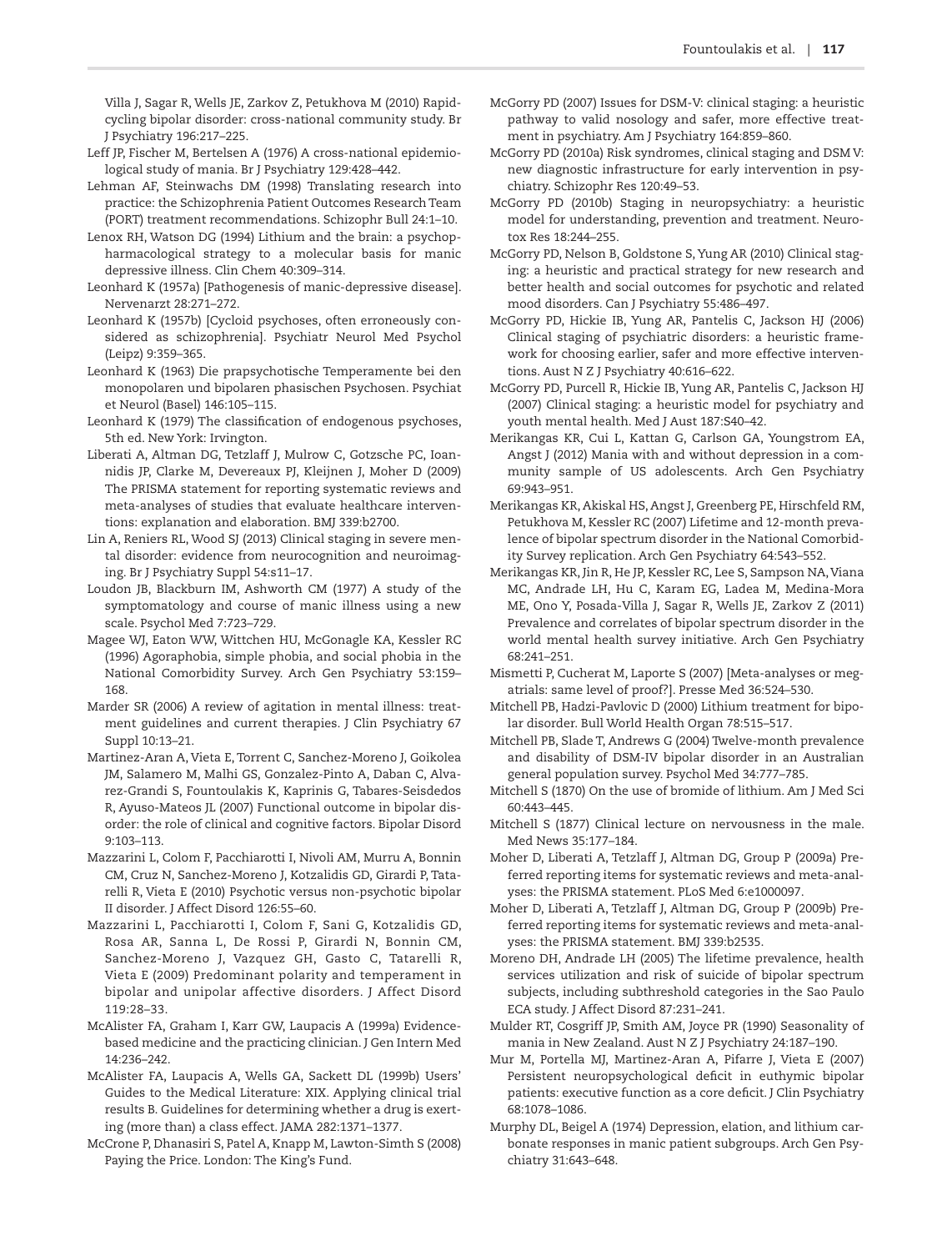Villa J, Sagar R, Wells JE, Zarkov Z, Petukhova M (2010) Rapid-cycling bipolar disorder: cross-national community study. Br J Psychiatry 196:217–225.

Leff JP, Fischer M, Bertelsen A (1976) A cross-national epidemiological study of mania. Br J Psychiatry 129:428–442.

Lehman AF, Steinwachs DM (1998) Translating research into practice: the Schizophrenia Patient Outcomes Research Team (PORT) treatment recommendations. Schizophr Bull 24:1–10.

Lenox RH, Watson DG (1994) Lithium and the brain: a psychopharmacological strategy to a molecular basis for manic depressive illness. Clin Chem 40:309–314.

Leonhard K (1957a) [Pathogenesis of manic-depressive disease]. Nervenarzt 28:271–272.

Leonhard K (1957b) [Cycloid psychoses, often erroneously considered as schizophrenia]. Psychiatr Neurol Med Psychol (Leipz) 9:359–365.

Leonhard K (1963) Die prapsychotische Temperamente bei den monopolaren und bipolaren phasischen Psychosen. Psychiat et Neurol (Basel) 146:105–115.

Leonhard K (1979) The classification of endogenous psychoses, 5th ed. New York: Irvington.

Liberati A, Altman DG, Tetzlaff J, Mulrow C, Gotzsche PC, Ioannidis JP, Clarke M, Devereaux PJ, Kleijnen J, Moher D (2009) The PRISMA statement for reporting systematic reviews and meta-analyses of studies that evaluate healthcare interventions: explanation and elaboration. BMJ 339:b2700.

Lin A, Reniers RL, Wood SJ (2013) Clinical staging in severe mental disorder: evidence from neurocognition and neuroimaging. Br J Psychiatry Suppl 54:s11–17.

Loudon JB, Blackburn IM, Ashworth CM (1977) A study of the symptomatology and course of manic illness using a new scale. Psychol Med 7:723–729.

Magee WJ, Eaton WW, Wittchen HU, McGonagle KA, Kessler RC (1996) Agoraphobia, simple phobia, and social phobia in the National Comorbidity Survey. Arch Gen Psychiatry 53:159–168.

Marder SR (2006) A review of agitation in mental illness: treatment guidelines and current therapies. J Clin Psychiatry 67 Suppl 10:13–21.

Martinez-Aran A, Vieta E, Torrent C, Sanchez-Moreno J, Goikolea JM, Salamero M, Malhi GS, Gonzalez-Pinto A, Daban C, Alvarez-Grandi S, Fountoulakis K, Kaprinis G, Tabares-Seisdedos R, Ayuso-Mateos JL (2007) Functional outcome in bipolar disorder: the role of clinical and cognitive factors. Bipolar Disord 9:103–113.

Mazzarini L, Colom F, Pacchiarotti I, Nivoli AM, Murru A, Bonnin CM, Cruz N, Sanchez-Moreno J, Kotzalidis GD, Girardi P, Tatarelli R, Vieta E (2010) Psychotic versus non-psychotic bipolar II disorder. J Affect Disord 126:55–60.

Mazzarini L, Pacchiarotti I, Colom F, Sani G, Kotzalidis GD, Rosa AR, Sanna L, De Rossi P, Girardi N, Bonnin CM, Sanchez-Moreno J, Vazquez GH, Gasto C, Tatarelli R, Vieta E (2009) Predominant polarity and temperament in bipolar and unipolar affective disorders. J Affect Disord 119:28–33.

McAlister FA, Graham I, Karr GW, Laupacis A (1999a) Evidence-based medicine and the practicing clinician. J Gen Intern Med 14:236–242.

McAlister FA, Laupacis A, Wells GA, Sackett DL (1999b) Users' Guides to the Medical Literature: XIX. Applying clinical trial results B. Guidelines for determining whether a drug is exerting (more than) a class effect. JAMA 282:1371–1377.

McCrone P, Dhanasiri S, Patel A, Knapp M, Lawton-Simth S (2008) Paying the Price. London: The King's Fund.

McGorry PD (2007) Issues for DSM-V: clinical staging: a heuristic pathway to valid nosology and safer, more effective treatment in psychiatry. Am J Psychiatry 164:859–860.

McGorry PD (2010a) Risk syndromes, clinical staging and DSM V: new diagnostic infrastructure for early intervention in psychiatry. Schizophr Res 120:49–53.

McGorry PD (2010b) Staging in neuropsychiatry: a heuristic model for understanding, prevention and treatment. Neurotox Res 18:244–255.

McGorry PD, Nelson B, Goldstone S, Yung AR (2010) Clinical staging: a heuristic and practical strategy for new research and better health and social outcomes for psychotic and related mood disorders. Can J Psychiatry 55:486–497.

McGorry PD, Hickie IB, Yung AR, Pantelis C, Jackson HJ (2006) Clinical staging of psychiatric disorders: a heuristic framework for choosing earlier, safer and more effective interventions. Aust N Z J Psychiatry 40:616–622.

McGorry PD, Purcell R, Hickie IB, Yung AR, Pantelis C, Jackson HJ (2007) Clinical staging: a heuristic model for psychiatry and youth mental health. Med J Aust 187:S40–42.

Merikangas KR, Cui L, Kattan G, Carlson GA, Youngstrom EA, Angst J (2012) Mania with and without depression in a community sample of US adolescents. Arch Gen Psychiatry 69:943–951.

Merikangas KR, Akiskal HS, Angst J, Greenberg PE, Hirschfeld RM, Petukhova M, Kessler RC (2007) Lifetime and 12-month prevalence of bipolar spectrum disorder in the National Comorbidity Survey replication. Arch Gen Psychiatry 64:543–552.

Merikangas KR, Jin R, He JP, Kessler RC, Lee S, Sampson NA, Viana MC, Andrade LH, Hu C, Karam EG, Ladea M, Medina-Mora ME, Ono Y, Posada-Villa J, Sagar R, Wells JE, Zarkov Z (2011) Prevalence and correlates of bipolar spectrum disorder in the world mental health survey initiative. Arch Gen Psychiatry 68:241–251.

Mismetti P, Cucherat M, Laporte S (2007) [Meta-analyses or megatrials: same level of proof?]. Presse Med 36:524–530.

Mitchell PB, Hadzi-Pavlovic D (2000) Lithium treatment for bipolar disorder. Bull World Health Organ 78:515–517.

Mitchell PB, Slade T, Andrews G (2004) Twelve-month prevalence and disability of DSM-IV bipolar disorder in an Australian general population survey. Psychol Med 34:777–785.

Mitchell S (1870) On the use of bromide of lithium. Am J Med Sci 60:443–445.

Mitchell S (1877) Clinical lecture on nervousness in the male. Med News 35:177–184.

Moher D, Liberati A, Tetzlaff J, Altman DG, Group P (2009a) Preferred reporting items for systematic reviews and meta-analyses: the PRISMA statement. PLoS Med 6:e1000097.

Moher D, Liberati A, Tetzlaff J, Altman DG, Group P (2009b) Preferred reporting items for systematic reviews and meta-analyses: the PRISMA statement. BMJ 339:b2535.

Moreno DH, Andrade LH (2005) The lifetime prevalence, health services utilization and risk of suicide of bipolar spectrum subjects, including subthreshold categories in the Sao Paulo ECA study. J Affect Disord 87:231–241.

Mulder RT, Cosgriff JP, Smith AM, Joyce PR (1990) Seasonality of mania in New Zealand. Aust N Z J Psychiatry 24:187–190.

Mur M, Portella MJ, Martinez-Aran A, Pifarre J, Vieta E (2007) Persistent neuropsychological deficit in euthymic bipolar patients: executive function as a core deficit. J Clin Psychiatry 68:1078–1086.

Murphy DL, Beigel A (1974) Depression, elation, and lithium carbonate responses in manic patient subgroups. Arch Gen Psychiatry 31:643–648.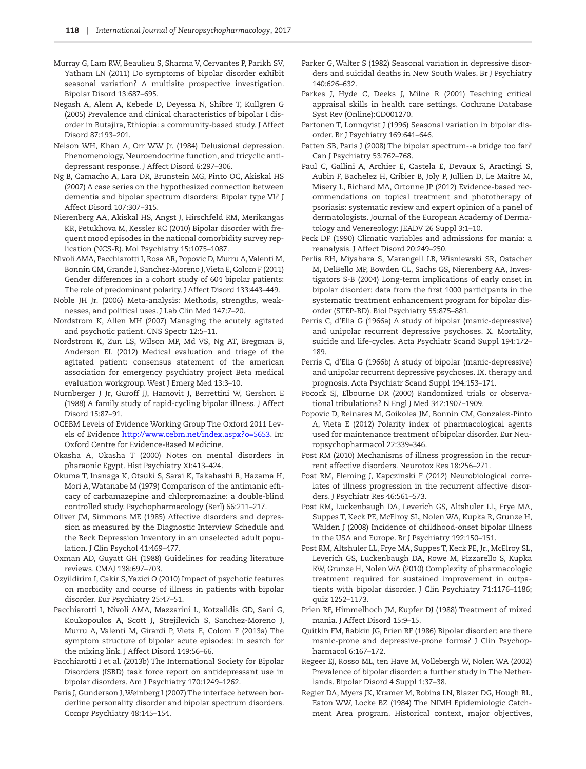Murray G, Lam RW, Beaulieu S, Sharma V, Cervantes P, Parikh SV, Yatham LN (2011) Do symptoms of bipolar disorder exhibit seasonal variation? A multisite prospective investigation. Bipolar Disord 13:687–695.

Negash A, Alem A, Kebede D, Deyessa N, Shibre T, Kullgren G (2005) Prevalence and clinical characteristics of bipolar I disorder in Butajira, Ethiopia: a community-based study. J Affect Disord 87:193–201.

Nelson WH, Khan A, Orr WW Jr. (1984) Delusional depression. Phenomenology, Neuroendocrine function, and tricyclic antidepressant response. J Affect Disord 6:297–306.

Ng B, Camacho A, Lara DR, Brunstein MG, Pinto OC, Akiskal HS (2007) A case series on the hypothesized connection between dementia and bipolar spectrum disorders: Bipolar type VI? J Affect Disord 107:307–315.

Nierenberg AA, Akiskal HS, Angst J, Hirschfeld RM, Merikangas KR, Petukhova M, Kessler RC (2010) Bipolar disorder with frequent mood episodes in the national comorbidity survey replication (NCS-R). Mol Psychiatry 15:1075–1087.

Nivoli AMA, Pacchiarotti I, Rosa AR, Popovic D, Murru A, Valenti M, Bonnin CM, Grande I, Sanchez-Moreno J, Vieta E, Colom F (2011) Gender differences in a cohort study of 604 bipolar patients: The role of predominant polarity. J Affect Disord 133:443–449.

Noble JH Jr. (2006) Meta-analysis: Methods, strengths, weaknesses, and political uses. J Lab Clin Med 147:7–20.

Nordstrom K, Allen MH (2007) Managing the acutely agitated and psychotic patient. CNS Spectr 12:5–11.

Nordstrom K, Zun LS, Wilson MP, Md VS, Ng AT, Bregman B, Anderson EL (2012) Medical evaluation and triage of the agitated patient: consensus statement of the american association for emergency psychiatry project Beta medical evaluation workgroup. West J Emerg Med 13:3–10.

Nurnberger J Jr, Guroff JJ, Hamovit J, Berrettini W, Gershon E (1988) A family study of rapid-cycling bipolar illness. J Affect Disord 15:87–91.

OCEBM Levels of Evidence Working Group The Oxford 2011 Levels of Evidence http://www.cebm.net/index.aspx?o=5653. In: Oxford Centre for Evidence-Based Medicine.

Okasha A, Okasha T (2000) Notes on mental disorders in pharaonic Egypt. Hist Psychiatry XI:413–424.

Okuma T, Inanaga K, Otsuki S, Sarai K, Takahashi R, Hazama H, Mori A, Watanabe M (1979) Comparison of the antimanic efficacy of carbamazepine and chlorpromazine: a double-blind controlled study. Psychopharmacology (Berl) 66:211–217.

Oliver JM, Simmons ME (1985) Affective disorders and depression as measured by the Diagnostic Interview Schedule and the Beck Depression Inventory in an unselected adult population. J Clin Psychol 41:469–477.

Oxman AD, Guyatt GH (1988) Guidelines for reading literature reviews. CMAJ 138:697–703.

Ozyildirim I, Cakir S, Yazici O (2010) Impact of psychotic features on morbidity and course of illness in patients with bipolar disorder. Eur Psychiatry 25:47–51.

Pacchiarotti I, Nivoli AMA, Mazzarini L, Kotzalidis GD, Sani G, Koukopoulos A, Scott J, Strejilevich S, Sanchez-Moreno J, Murru A, Valenti M, Girardi P, Vieta E, Colom F (2013a) The symptom structure of bipolar acute episodes: in search for the mixing link. J Affect Disord 149:56–66.

Pacchiarotti I et al. (2013b) The International Society for Bipolar Disorders (ISBD) task force report on antidepressant use in bipolar disorders. Am J Psychiatry 170:1249–1262.

Paris J, Gunderson J, Weinberg I (2007) The interface between borderline personality disorder and bipolar spectrum disorders. Compr Psychiatry 48:145–154.

Parker G, Walter S (1982) Seasonal variation in depressive disorders and suicidal deaths in New South Wales. Br J Psychiatry 140:626–632.

Parkes J, Hyde C, Deeks J, Milne R (2001) Teaching critical appraisal skills in health care settings. Cochrane Database Syst Rev (Online):CD001270.

Partonen T, Lonnqvist J (1996) Seasonal variation in bipolar disorder. Br J Psychiatry 169:641–646.

Patten SB, Paris J (2008) The bipolar spectrum--a bridge too far? Can J Psychiatry 53:762–768.

Paul C, Gallini A, Archier E, Castela E, Devaux S, Aractingi S, Aubin F, Bachelez H, Cribier B, Joly P, Jullien D, Le Maitre M, Misery L, Richard MA, Ortonne JP (2012) Evidence-based recommendations on topical treatment and phototherapy of psoriasis: systematic review and expert opinion of a panel of dermatologists. Journal of the European Academy of Dermatology and Venereology: JEADV 26 Suppl 3:1–10.

Peck DF (1990) Climatic variables and admissions for mania: a reanalysis. J Affect Disord 20:249–250.

Perlis RH, Miyahara S, Marangell LB, Wisniewski SR, Ostacher M, DelBello MP, Bowden CL, Sachs GS, Nierenberg AA, Investigators S-B (2004) Long-term implications of early onset in bipolar disorder: data from the first 1000 participants in the systematic treatment enhancement program for bipolar disorder (STEP-BD). Biol Psychiatry 55:875–881.

Perris C, d'Elia G (1966a) A study of bipolar (manic-depressive) and unipolar recurrent depressive psychoses. X. Mortality, suicide and life-cycles. Acta Psychiatr Scand Suppl 194:172–189.

Perris C, d'Elia G (1966b) A study of bipolar (manic-depressive) and unipolar recurrent depressive psychoses. IX. therapy and prognosis. Acta Psychiatr Scand Suppl 194:153–171.

Pocock SJ, Elbourne DR (2000) Randomized trials or observational tribulations? N Engl J Med 342:1907–1909.

Popovic D, Reinares M, Goikolea JM, Bonnin CM, Gonzalez-Pinto A, Vieta E (2012) Polarity index of pharmacological agents used for maintenance treatment of bipolar disorder. Eur Neuropsychopharmacol 22:339–346.

Post RM (2010) Mechanisms of illness progression in the recurrent affective disorders. Neurotox Res 18:256–271.

Post RM, Fleming J, Kapczinski F (2012) Neurobiological correlates of illness progression in the recurrent affective disorders. J Psychiatr Res 46:561–573.

Post RM, Luckenbaugh DA, Leverich GS, Altshuler LL, Frye MA, Suppes T, Keck PE, McElroy SL, Nolen WA, Kupka R, Grunze H, Walden J (2008) Incidence of childhood-onset bipolar illness in the USA and Europe. Br J Psychiatry 192:150–151.

Post RM, Altshuler LL, Frye MA, Suppes T, Keck PE, Jr., McElroy SL, Leverich GS, Luckenbaugh DA, Rowe M, Pizzarello S, Kupka RW, Grunze H, Nolen WA (2010) Complexity of pharmacologic treatment required for sustained improvement in outpatients with bipolar disorder. J Clin Psychiatry 71:1176–1186; quiz 1252–1173.

Prien RF, Himmelhoch JM, Kupfer DJ (1988) Treatment of mixed mania. J Affect Disord 15:9–15.

Quitkin FM, Rabkin JG, Prien RF (1986) Bipolar disorder: are there manic-prone and depressive-prone forms? J Clin Psychopharmacol 6:167–172.

Regeer EJ, Rosso ML, ten Have M, Vollebergh W, Nolen WA (2002) Prevalence of bipolar disorder: a further study in The Netherlands. Bipolar Disord 4 Suppl 1:37–38.

Regier DA, Myers JK, Kramer M, Robins LN, Blazer DG, Hough RL, Eaton WW, Locke BZ (1984) The NIMH Epidemiologic Catchment Area program. Historical context, major objectives,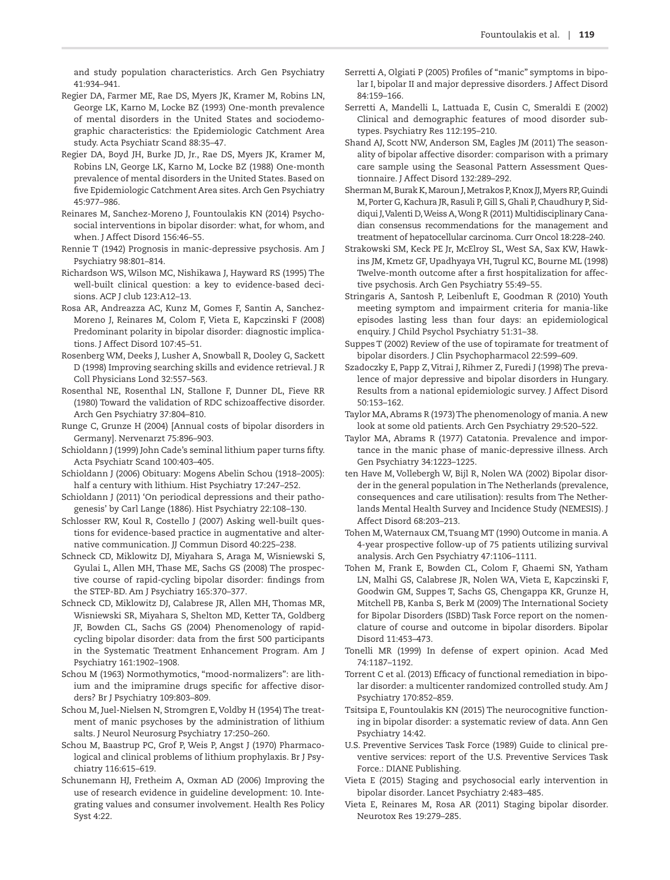and study population characteristics. Arch Gen Psychiatry 41:934–941.

Regier DA, Farmer ME, Rae DS, Myers JK, Kramer M, Robins LN, George LK, Karno M, Locke BZ (1993) One-month prevalence of mental disorders in the United States and sociodemographic characteristics: the Epidemiologic Catchment Area study. Acta Psychiatr Scand 88:35–47.

Regier DA, Boyd JH, Burke JD, Jr., Rae DS, Myers JK, Kramer M, Robins LN, George LK, Karno M, Locke BZ (1988) One-month prevalence of mental disorders in the United States. Based on five Epidemiologic Catchment Area sites. Arch Gen Psychiatry 45:977–986.

Reinares M, Sanchez-Moreno J, Fountoulakis KN (2014) Psychosocial interventions in bipolar disorder: what, for whom, and when. J Affect Disord 156:46–55.

Rennie T (1942) Prognosis in manic-depressive psychosis. Am J Psychiatry 98:801–814.

Richardson WS, Wilson MC, Nishikawa J, Hayward RS (1995) The well-built clinical question: a key to evidence-based decisions. ACP J club 123:A12–13.

Rosa AR, Andreazza AC, Kunz M, Gomes F, Santin A, Sanchez-Moreno J, Reinares M, Colom F, Vieta E, Kapczinski F (2008) Predominant polarity in bipolar disorder: diagnostic implications. J Affect Disord 107:45–51.

Rosenberg WM, Deeks J, Lusher A, Snowball R, Dooley G, Sackett D (1998) Improving searching skills and evidence retrieval. J R Coll Physicians Lond 32:557–563.

Rosenthal NE, Rosenthal LN, Stallone F, Dunner DL, Fieve RR (1980) Toward the validation of RDC schizoaffective disorder. Arch Gen Psychiatry 37:804–810.

Runge C, Grunze H (2004) [Annual costs of bipolar disorders in Germany]. Nervenarzt 75:896–903.

Schioldann J (1999) John Cade's seminal lithium paper turns fifty. Acta Psychiatr Scand 100:403–405.

Schioldann J (2006) Obituary: Mogens Abelin Schou (1918–2005): half a century with lithium. Hist Psychiatry 17:247–252.

Schioldann J (2011) 'On periodical depressions and their pathogenesis' by Carl Lange (1886). Hist Psychiatry 22:108–130.

Schlosser RW, Koul R, Costello J (2007) Asking well-built questions for evidence-based practice in augmentative and alternative communication. JJ Commun Disord 40:225–238.

Schneck CD, Miklowitz DJ, Miyahara S, Araga M, Wisniewski S, Gyulai L, Allen MH, Thase ME, Sachs GS (2008) The prospective course of rapid-cycling bipolar disorder: findings from the STEP-BD. Am J Psychiatry 165:370–377.

Schneck CD, Miklowitz DJ, Calabrese JR, Allen MH, Thomas MR, Wisniewski SR, Miyahara S, Shelton MD, Ketter TA, Goldberg JF, Bowden CL, Sachs GS (2004) Phenomenology of rapid-cycling bipolar disorder: data from the first 500 participants in the Systematic Treatment Enhancement Program. Am J Psychiatry 161:1902–1908.

Schou M (1963) Normothymotics, "mood-normalizers": are lithium and the imipramine drugs specific for affective disorders? Br J Psychiatry 109:803–809.

Schou M, Juel-Nielsen N, Stromgren E, Voldby H (1954) The treatment of manic psychoses by the administration of lithium salts. J Neurol Neurosurg Psychiatry 17:250–260.

Schou M, Baastrup PC, Grof P, Weis P, Angst J (1970) Pharmacological and clinical problems of lithium prophylaxis. Br J Psychiatry 116:615–619.

Schunemann HJ, Fretheim A, Oxman AD (2006) Improving the use of research evidence in guideline development: 10. Integrating values and consumer involvement. Health Res Policy Syst 4:22.

Serretti A, Olgiati P (2005) Profiles of "manic" symptoms in bipolar I, bipolar II and major depressive disorders. J Affect Disord 84:159–166.

Serretti A, Mandelli L, Lattuada E, Cusin C, Smeraldi E (2002) Clinical and demographic features of mood disorder subtypes. Psychiatry Res 112:195–210.

Shand AJ, Scott NW, Anderson SM, Eagles JM (2011) The seasonality of bipolar affective disorder: comparison with a primary care sample using the Seasonal Pattern Assessment Questionnaire. J Affect Disord 132:289–292.

Sherman M, Burak K, Maroun J, Metrakos P, Knox JJ, Myers RP, Guindi M, Porter G, Kachura JR, Rasuli P, Gill S, Ghali P, Chaudhury P, Siddiqui J, Valenti D, Weiss A, Wong R (2011) Multidisciplinary Canadian consensus recommendations for the management and treatment of hepatocellular carcinoma. Curr Oncol 18:228–240.

Strakowski SM, Keck PE Jr, McElroy SL, West SA, Sax KW, Hawkins JM, Kmetz GF, Upadhyaya VH, Tugrul KC, Bourne ML (1998) Twelve-month outcome after a first hospitalization for affective psychosis. Arch Gen Psychiatry 55:49–55.

Stringaris A, Santosh P, Leibenluft E, Goodman R (2010) Youth meeting symptom and impairment criteria for mania-like episodes lasting less than four days: an epidemiological enquiry. J Child Psychol Psychiatry 51:31–38.

Suppes T (2002) Review of the use of topiramate for treatment of bipolar disorders. J Clin Psychopharmacol 22:599–609.

Szadoczky E, Papp Z, Vitrai J, Rihmer Z, Furedi J (1998) The prevalence of major depressive and bipolar disorders in Hungary. Results from a national epidemiologic survey. J Affect Disord 50:153–162.

Taylor MA, Abrams R (1973) The phenomenology of mania. A new look at some old patients. Arch Gen Psychiatry 29:520–522.

Taylor MA, Abrams R (1977) Catatonia. Prevalence and importance in the manic phase of manic-depressive illness. Arch Gen Psychiatry 34:1223–1225.

ten Have M, Vollebergh W, Bijl R, Nolen WA (2002) Bipolar disorder in the general population in The Netherlands (prevalence, consequences and care utilisation): results from The Netherlands Mental Health Survey and Incidence Study (NEMESIS). J Affect Disord 68:203–213.

Tohen M, Waternaux CM, Tsuang MT (1990) Outcome in mania. A 4-year prospective follow-up of 75 patients utilizing survival analysis. Arch Gen Psychiatry 47:1106–1111.

Tohen M, Frank E, Bowden CL, Colom F, Ghaemi SN, Yatham LN, Malhi GS, Calabrese JR, Nolen WA, Vieta E, Kapczinski F, Goodwin GM, Suppes T, Sachs GS, Chengappa KR, Grunze H, Mitchell PB, Kanba S, Berk M (2009) The International Society for Bipolar Disorders (ISBD) Task Force report on the nomenclature of course and outcome in bipolar disorders. Bipolar Disord 11:453–473.

Tonelli MR (1999) In defense of expert opinion. Acad Med 74:1187–1192.

Torrent C et al. (2013) Efficacy of functional remediation in bipolar disorder: a multicenter randomized controlled study. Am J Psychiatry 170:852–859.

Tsitsipa E, Fountoulakis KN (2015) The neurocognitive functioning in bipolar disorder: a systematic review of data. Ann Gen Psychiatry 14:42.

U.S. Preventive Services Task Force (1989) Guide to clinical preventive services: report of the U.S. Preventive Services Task Force.: DIANE Publishing.

Vieta E (2015) Staging and psychosocial early intervention in bipolar disorder. Lancet Psychiatry 2:483–485.

Vieta E, Reinares M, Rosa AR (2011) Staging bipolar disorder. Neurotox Res 19:279–285.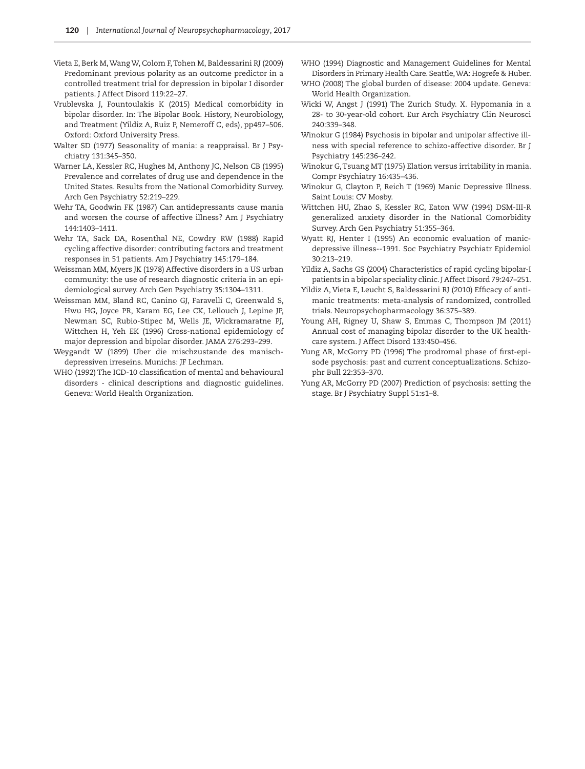Vieta E, Berk M, Wang W, Colom F, Tohen M, Baldessarini RJ (2009) Predominant previous polarity as an outcome predictor in a controlled treatment trial for depression in bipolar I disorder patients. J Affect Disord 119:22–27.

Vrublevska J, Fountoulakis K (2015) Medical comorbidity in bipolar disorder. In: The Bipolar Book. History, Neurobiology, and Treatment (Yildiz A, Ruiz P, Nemeroff C, eds), pp497–506. Oxford: Oxford University Press.

Walter SD (1977) Seasonality of mania: a reappraisal. Br J Psychiatry 131:345–350.

Warner LA, Kessler RC, Hughes M, Anthony JC, Nelson CB (1995) Prevalence and correlates of drug use and dependence in the United States. Results from the National Comorbidity Survey. Arch Gen Psychiatry 52:219–229.

Wehr TA, Goodwin FK (1987) Can antidepressants cause mania and worsen the course of affective illness? Am J Psychiatry 144:1403–1411.

Wehr TA, Sack DA, Rosenthal NE, Cowdry RW (1988) Rapid cycling affective disorder: contributing factors and treatment responses in 51 patients. Am J Psychiatry 145:179–184.

Weissman MM, Myers JK (1978) Affective disorders in a US urban community: the use of research diagnostic criteria in an epidemiological survey. Arch Gen Psychiatry 35:1304–1311.

Weissman MM, Bland RC, Canino GJ, Faravelli C, Greenwald S, Hwu HG, Joyce PR, Karam EG, Lee CK, Lellouch J, Lepine JP, Newman SC, Rubio-Stipec M, Wells JE, Wickramaratne PJ, Wittchen H, Yeh EK (1996) Cross-national epidemiology of major depression and bipolar disorder. JAMA 276:293–299.

Weygandt W (1899) Uber die mischzustande des manisch-depressiven irreseins. Munichs: JF Lechman.

WHO (1992) The ICD-10 classification of mental and behavioural disorders - clinical descriptions and diagnostic guidelines. Geneva: World Health Organization.

WHO (1994) Diagnostic and Management Guidelines for Mental Disorders in Primary Health Care. Seattle, WA: Hogrefe & Huber.

WHO (2008) The global burden of disease: 2004 update. Geneva: World Health Organization.

Wicki W, Angst J (1991) The Zurich Study. X. Hypomania in a 28- to 30-year-old cohort. Eur Arch Psychiatry Clin Neurosci 240:339–348.

Winokur G (1984) Psychosis in bipolar and unipolar affective illness with special reference to schizo-affective disorder. Br J Psychiatry 145:236–242.

Winokur G, Tsuang MT (1975) Elation versus irritability in mania. Compr Psychiatry 16:435–436.

Winokur G, Clayton P, Reich T (1969) Manic Depressive Illness. Saint Louis: CV Mosby.

Wittchen HU, Zhao S, Kessler RC, Eaton WW (1994) DSM-III-R generalized anxiety disorder in the National Comorbidity Survey. Arch Gen Psychiatry 51:355–364.

Wyatt RJ, Henter I (1995) An economic evaluation of manic-depressive illness--1991. Soc Psychiatry Psychiatr Epidemiol 30:213–219.

Yildiz A, Sachs GS (2004) Characteristics of rapid cycling bipolar-I patients in a bipolar speciality clinic. J Affect Disord 79:247–251.

Yildiz A, Vieta E, Leucht S, Baldessarini RJ (2010) Efficacy of antimanic treatments: meta-analysis of randomized, controlled trials. Neuropsychopharmacology 36:375–389.

Young AH, Rigney U, Shaw S, Emmas C, Thompson JM (2011) Annual cost of managing bipolar disorder to the UK healthcare system. J Affect Disord 133:450–456.

Yung AR, McGorry PD (1996) The prodromal phase of first-episode psychosis: past and current conceptualizations. Schizophr Bull 22:353–370.

Yung AR, McGorry PD (2007) Prediction of psychosis: setting the stage. Br J Psychiatry Suppl 51:s1–8.